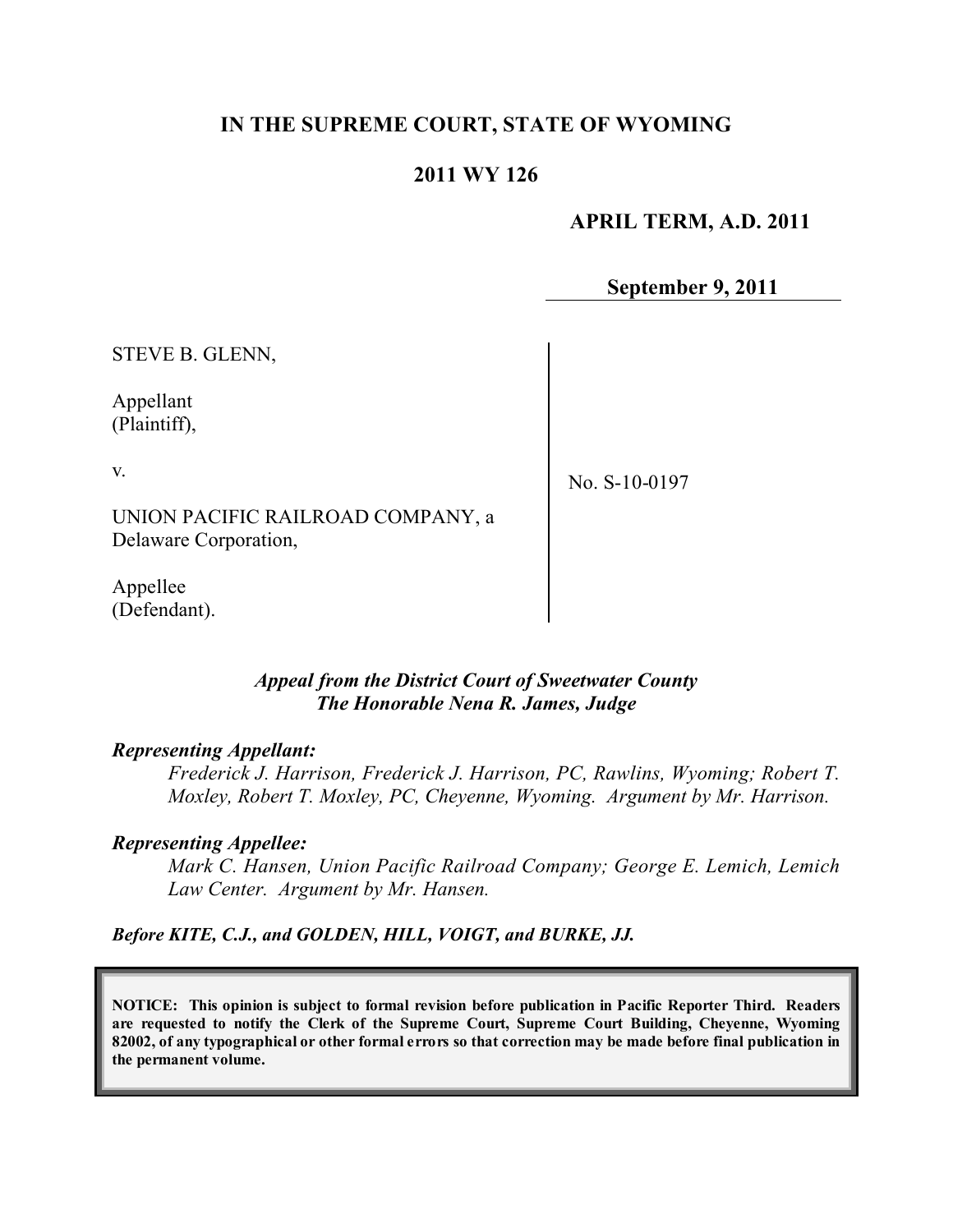# IN THE SUPREME COURT, STATE OF WYOMING

## 2011 WY 126

**APRIL TERM, A.D. 2011**

**September 9, 2011**

STEVE B. GLENN,

Appellant
(Plaintiff),

v.

UNION PACIFIC RAILROAD COMPANY, a Delaware Corporation,

Appellee
(Defendant).

No. S-10-0197

*Appeal from the District Court of Sweetwater County*
*The Honorable Nena R. James, Judge*

***Representing Appellant:***

*Frederick J. Harrison, Frederick J. Harrison, PC, Rawlins, Wyoming; Robert T. Moxley, Robert T. Moxley, PC, Cheyenne, Wyoming. Argument by Mr. Harrison.*

***Representing Appellee:***

*Mark C. Hansen, Union Pacific Railroad Company; George E. Lemich, Lemich Law Center. Argument by Mr. Hansen.*

***Before KITE, C.J., and GOLDEN, HILL, VOIGT, and BURKE, JJ.***

**NOTICE: This opinion is subject to formal revision before publication in Pacific Reporter Third. Readers are requested to notify the Clerk of the Supreme Court, Supreme Court Building, Cheyenne, Wyoming 82002, of any typographical or other formal errors so that correction may be made before final publication in the permanent volume.**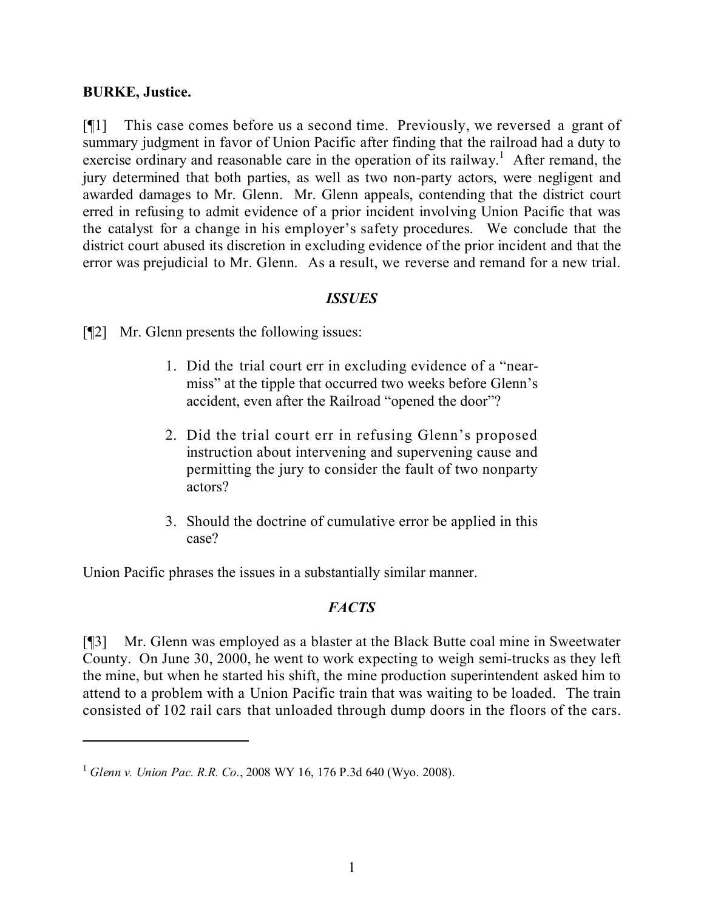**BURKE, Justice.**

[¶1] This case comes before us a second time. Previously, we reversed a grant of summary judgment in favor of Union Pacific after finding that the railroad had a duty to exercise ordinary and reasonable care in the operation of its railway.[1] After remand, the jury determined that both parties, as well as two non-party actors, were negligent and awarded damages to Mr. Glenn. Mr. Glenn appeals, contending that the district court erred in refusing to admit evidence of a prior incident involving Union Pacific that was the catalyst for a change in his employer's safety procedures. We conclude that the district court abused its discretion in excluding evidence of the prior incident and that the error was prejudicial to Mr. Glenn. As a result, we reverse and remand for a new trial.

## *ISSUES*

[¶2] Mr. Glenn presents the following issues:

> 1. Did the trial court err in excluding evidence of a "near-miss" at the tipple that occurred two weeks before Glenn's accident, even after the Railroad "opened the door"?
>
> 2. Did the trial court err in refusing Glenn's proposed instruction about intervening and supervening cause and permitting the jury to consider the fault of two nonparty actors?
>
> 3. Should the doctrine of cumulative error be applied in this case?

Union Pacific phrases the issues in a substantially similar manner.

## *FACTS*

[¶3] Mr. Glenn was employed as a blaster at the Black Butte coal mine in Sweetwater County. On June 30, 2000, he went to work expecting to weigh semi-trucks as they left the mine, but when he started his shift, the mine production superintendent asked him to attend to a problem with a Union Pacific train that was waiting to be loaded. The train consisted of 102 rail cars that unloaded through dump doors in the floors of the cars.

---

[1] *Glenn v. Union Pac. R.R. Co.*, 2008 WY 16, 176 P.3d 640 (Wyo. 2008).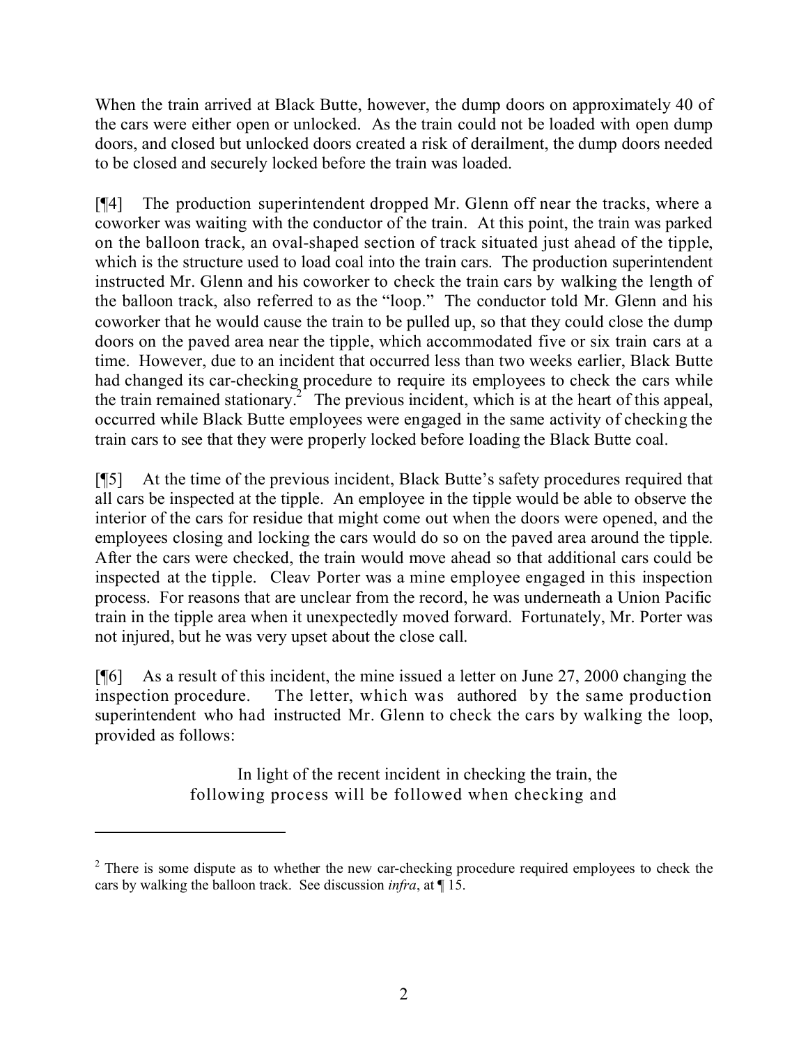When the train arrived at Black Butte, however, the dump doors on approximately 40 of the cars were either open or unlocked. As the train could not be loaded with open dump doors, and closed but unlocked doors created a risk of derailment, the dump doors needed to be closed and securely locked before the train was loaded.

[¶4] The production superintendent dropped Mr. Glenn off near the tracks, where a coworker was waiting with the conductor of the train. At this point, the train was parked on the balloon track, an oval-shaped section of track situated just ahead of the tipple, which is the structure used to load coal into the train cars. The production superintendent instructed Mr. Glenn and his coworker to check the train cars by walking the length of the balloon track, also referred to as the "loop." The conductor told Mr. Glenn and his coworker that he would cause the train to be pulled up, so that they could close the dump doors on the paved area near the tipple, which accommodated five or six train cars at a time. However, due to an incident that occurred less than two weeks earlier, Black Butte had changed its car-checking procedure to require its employees to check the cars while the train remained stationary.[2] The previous incident, which is at the heart of this appeal, occurred while Black Butte employees were engaged in the same activity of checking the train cars to see that they were properly locked before loading the Black Butte coal.

[¶5] At the time of the previous incident, Black Butte's safety procedures required that all cars be inspected at the tipple. An employee in the tipple would be able to observe the interior of the cars for residue that might come out when the doors were opened, and the employees closing and locking the cars would do so on the paved area around the tipple. After the cars were checked, the train would move ahead so that additional cars could be inspected at the tipple. Cleav Porter was a mine employee engaged in this inspection process. For reasons that are unclear from the record, he was underneath a Union Pacific train in the tipple area when it unexpectedly moved forward. Fortunately, Mr. Porter was not injured, but he was very upset about the close call.

[¶6] As a result of this incident, the mine issued a letter on June 27, 2000 changing the inspection procedure. The letter, which was authored by the same production superintendent who had instructed Mr. Glenn to check the cars by walking the loop, provided as follows:

> In light of the recent incident in checking the train, the following process will be followed when checking and

---

[2] There is some dispute as to whether the new car-checking procedure required employees to check the cars by walking the balloon track. See discussion *infra*, at ¶ 15.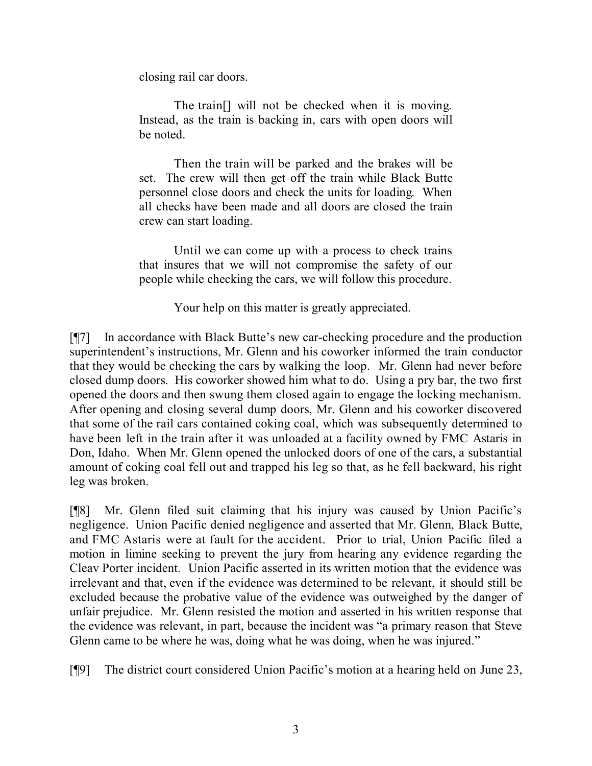> closing rail car doors.
>
> The train[] will not be checked when it is moving. Instead, as the train is backing in, cars with open doors will be noted.
>
> Then the train will be parked and the brakes will be set. The crew will then get off the train while Black Butte personnel close doors and check the units for loading. When all checks have been made and all doors are closed the train crew can start loading.
>
> Until we can come up with a process to check trains that insures that we will not compromise the safety of our people while checking the cars, we will follow this procedure.
>
> Your help on this matter is greatly appreciated.

[¶7] In accordance with Black Butte's new car-checking procedure and the production superintendent's instructions, Mr. Glenn and his coworker informed the train conductor that they would be checking the cars by walking the loop. Mr. Glenn had never before closed dump doors. His coworker showed him what to do. Using a pry bar, the two first opened the doors and then swung them closed again to engage the locking mechanism. After opening and closing several dump doors, Mr. Glenn and his coworker discovered that some of the rail cars contained coking coal, which was subsequently determined to have been left in the train after it was unloaded at a facility owned by FMC Astaris in Don, Idaho. When Mr. Glenn opened the unlocked doors of one of the cars, a substantial amount of coking coal fell out and trapped his leg so that, as he fell backward, his right leg was broken.

[¶8] Mr. Glenn filed suit claiming that his injury was caused by Union Pacific's negligence. Union Pacific denied negligence and asserted that Mr. Glenn, Black Butte, and FMC Astaris were at fault for the accident. Prior to trial, Union Pacific filed a motion in limine seeking to prevent the jury from hearing any evidence regarding the Cleav Porter incident. Union Pacific asserted in its written motion that the evidence was irrelevant and that, even if the evidence was determined to be relevant, it should still be excluded because the probative value of the evidence was outweighed by the danger of unfair prejudice. Mr. Glenn resisted the motion and asserted in his written response that the evidence was relevant, in part, because the incident was "a primary reason that Steve Glenn came to be where he was, doing what he was doing, when he was injured."

[¶9] The district court considered Union Pacific's motion at a hearing held on June 23,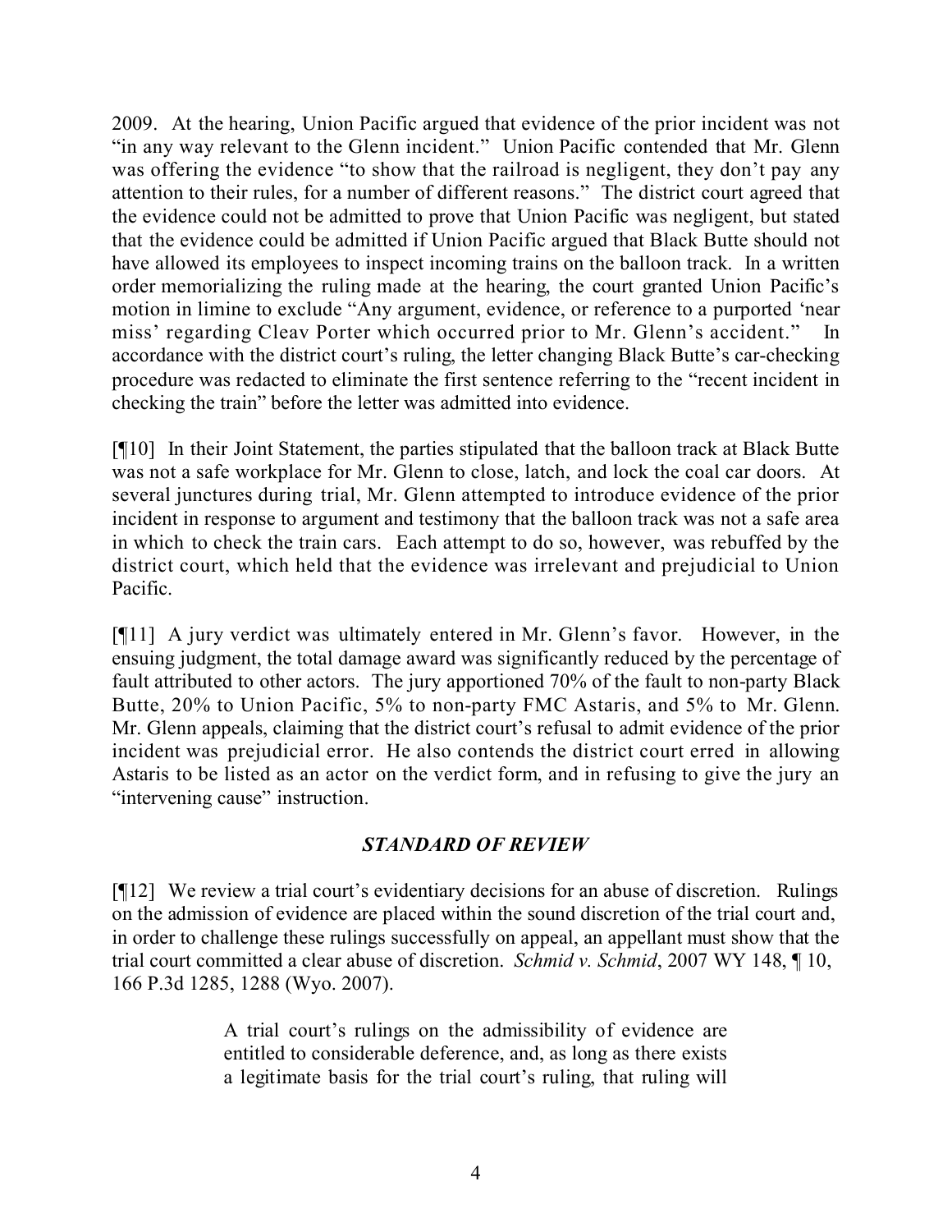2009. At the hearing, Union Pacific argued that evidence of the prior incident was not "in any way relevant to the Glenn incident." Union Pacific contended that Mr. Glenn was offering the evidence "to show that the railroad is negligent, they don't pay any attention to their rules, for a number of different reasons." The district court agreed that the evidence could not be admitted to prove that Union Pacific was negligent, but stated that the evidence could be admitted if Union Pacific argued that Black Butte should not have allowed its employees to inspect incoming trains on the balloon track. In a written order memorializing the ruling made at the hearing, the court granted Union Pacific's motion in limine to exclude "Any argument, evidence, or reference to a purported 'near miss' regarding Cleav Porter which occurred prior to Mr. Glenn's accident." In accordance with the district court's ruling, the letter changing Black Butte's car-checking procedure was redacted to eliminate the first sentence referring to the "recent incident in checking the train" before the letter was admitted into evidence.

[¶10] In their Joint Statement, the parties stipulated that the balloon track at Black Butte was not a safe workplace for Mr. Glenn to close, latch, and lock the coal car doors. At several junctures during trial, Mr. Glenn attempted to introduce evidence of the prior incident in response to argument and testimony that the balloon track was not a safe area in which to check the train cars. Each attempt to do so, however, was rebuffed by the district court, which held that the evidence was irrelevant and prejudicial to Union Pacific.

[¶11] A jury verdict was ultimately entered in Mr. Glenn's favor. However, in the ensuing judgment, the total damage award was significantly reduced by the percentage of fault attributed to other actors. The jury apportioned 70% of the fault to non-party Black Butte, 20% to Union Pacific, 5% to non-party FMC Astaris, and 5% to Mr. Glenn. Mr. Glenn appeals, claiming that the district court's refusal to admit evidence of the prior incident was prejudicial error. He also contends the district court erred in allowing Astaris to be listed as an actor on the verdict form, and in refusing to give the jury an "intervening cause" instruction.

## *STANDARD OF REVIEW*

[¶12] We review a trial court's evidentiary decisions for an abuse of discretion. Rulings on the admission of evidence are placed within the sound discretion of the trial court and, in order to challenge these rulings successfully on appeal, an appellant must show that the trial court committed a clear abuse of discretion. *Schmid v. Schmid*, 2007 WY 148, ¶ 10, 166 P.3d 1285, 1288 (Wyo. 2007).

> A trial court's rulings on the admissibility of evidence are entitled to considerable deference, and, as long as there exists a legitimate basis for the trial court's ruling, that ruling will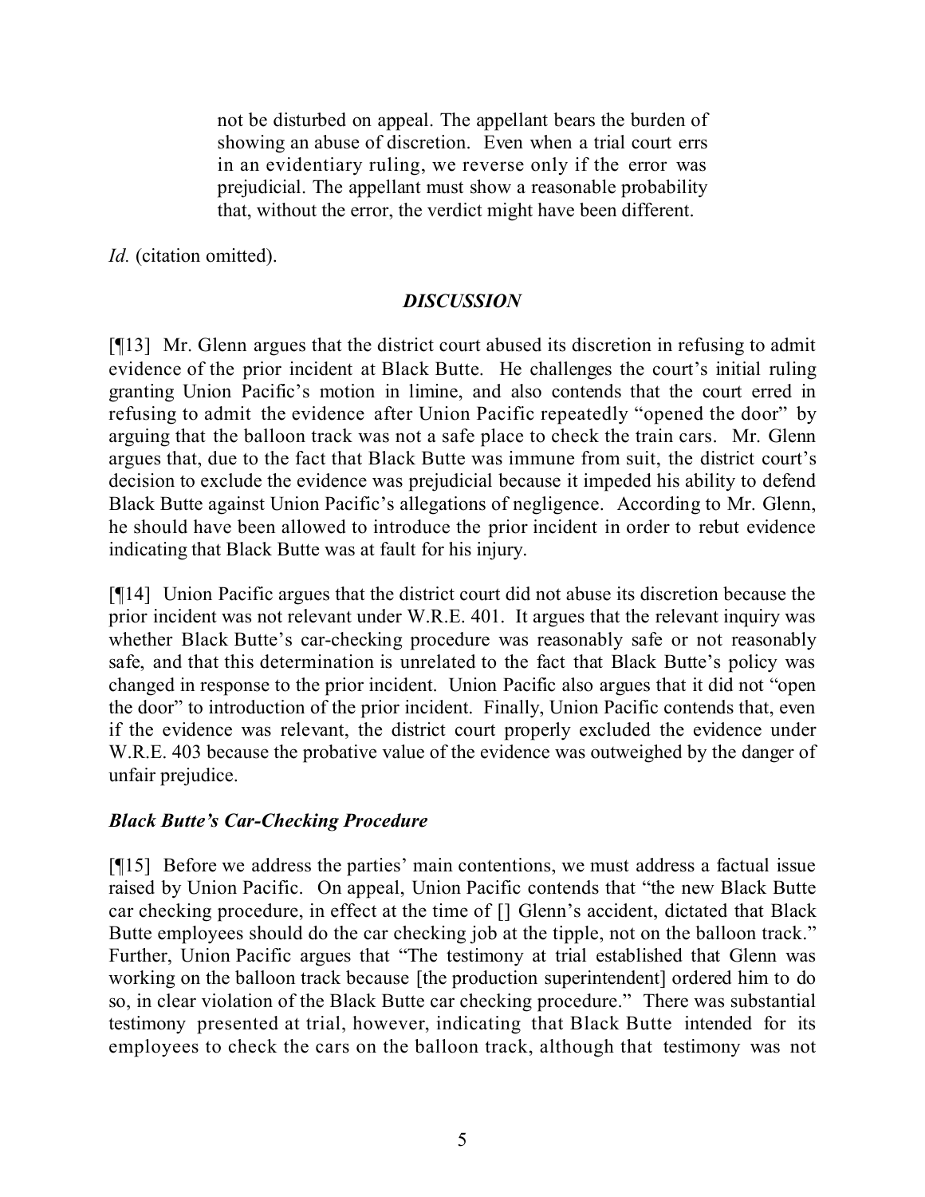> not be disturbed on appeal. The appellant bears the burden of showing an abuse of discretion. Even when a trial court errs in an evidentiary ruling, we reverse only if the error was prejudicial. The appellant must show a reasonable probability that, without the error, the verdict might have been different.

*Id.* (citation omitted).

### *DISCUSSION*

[¶13] Mr. Glenn argues that the district court abused its discretion in refusing to admit evidence of the prior incident at Black Butte. He challenges the court's initial ruling granting Union Pacific's motion in limine, and also contends that the court erred in refusing to admit the evidence after Union Pacific repeatedly "opened the door" by arguing that the balloon track was not a safe place to check the train cars. Mr. Glenn argues that, due to the fact that Black Butte was immune from suit, the district court's decision to exclude the evidence was prejudicial because it impeded his ability to defend Black Butte against Union Pacific's allegations of negligence. According to Mr. Glenn, he should have been allowed to introduce the prior incident in order to rebut evidence indicating that Black Butte was at fault for his injury.

[¶14] Union Pacific argues that the district court did not abuse its discretion because the prior incident was not relevant under W.R.E. 401. It argues that the relevant inquiry was whether Black Butte's car-checking procedure was reasonably safe or not reasonably safe, and that this determination is unrelated to the fact that Black Butte's policy was changed in response to the prior incident. Union Pacific also argues that it did not "open the door" to introduction of the prior incident. Finally, Union Pacific contends that, even if the evidence was relevant, the district court properly excluded the evidence under W.R.E. 403 because the probative value of the evidence was outweighed by the danger of unfair prejudice.

### *Black Butte's Car-Checking Procedure*

[¶15] Before we address the parties' main contentions, we must address a factual issue raised by Union Pacific. On appeal, Union Pacific contends that "the new Black Butte car checking procedure, in effect at the time of [] Glenn's accident, dictated that Black Butte employees should do the car checking job at the tipple, not on the balloon track." Further, Union Pacific argues that "The testimony at trial established that Glenn was working on the balloon track because [the production superintendent] ordered him to do so, in clear violation of the Black Butte car checking procedure." There was substantial testimony presented at trial, however, indicating that Black Butte intended for its employees to check the cars on the balloon track, although that testimony was not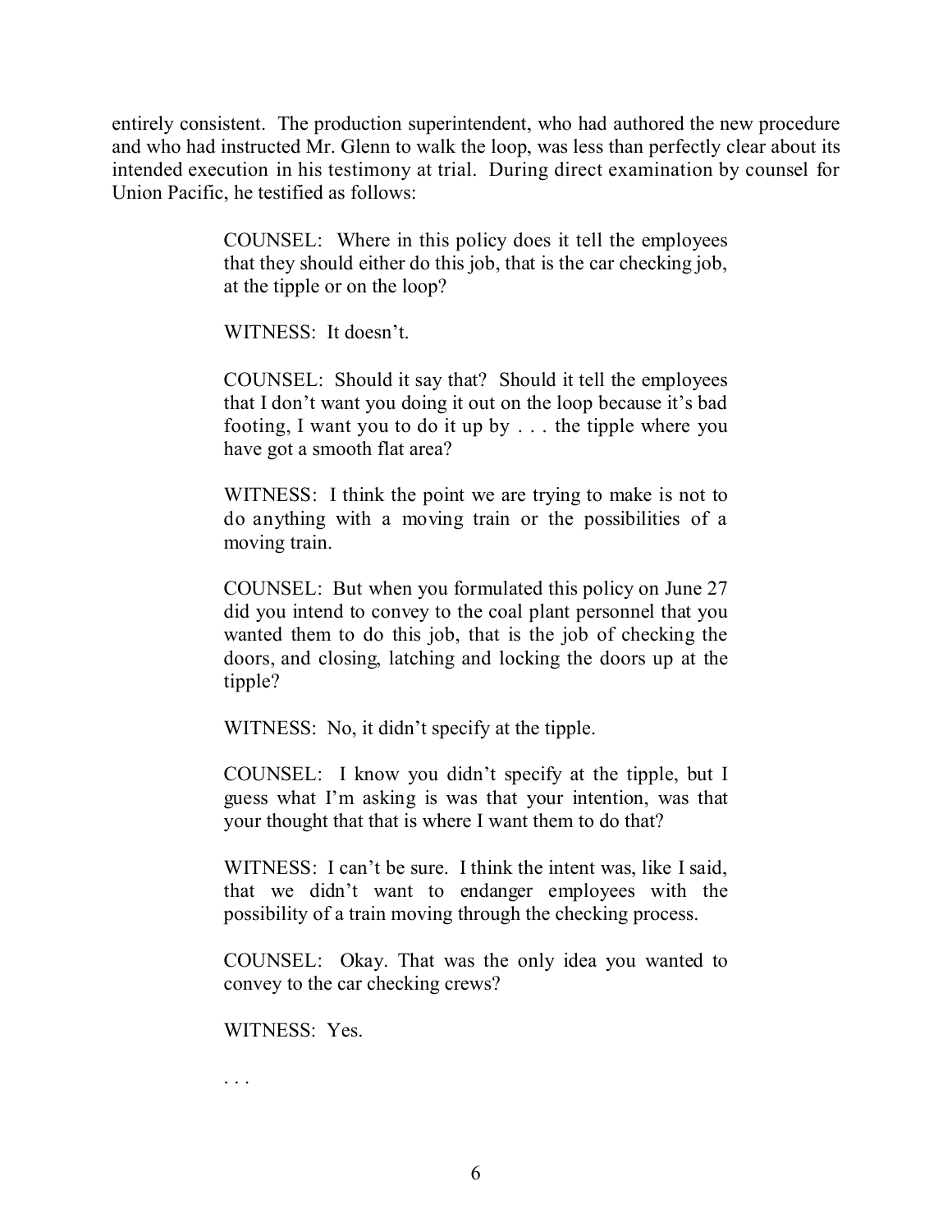entirely consistent. The production superintendent, who had authored the new procedure and who had instructed Mr. Glenn to walk the loop, was less than perfectly clear about its intended execution in his testimony at trial. During direct examination by counsel for Union Pacific, he testified as follows:

> COUNSEL: Where in this policy does it tell the employees that they should either do this job, that is the car checking job, at the tipple or on the loop?
>
> WITNESS: It doesn't.
>
> COUNSEL: Should it say that? Should it tell the employees that I don't want you doing it out on the loop because it's bad footing, I want you to do it up by . . . the tipple where you have got a smooth flat area?
>
> WITNESS: I think the point we are trying to make is not to do anything with a moving train or the possibilities of a moving train.
>
> COUNSEL: But when you formulated this policy on June 27 did you intend to convey to the coal plant personnel that you wanted them to do this job, that is the job of checking the doors, and closing, latching and locking the doors up at the tipple?
>
> WITNESS: No, it didn't specify at the tipple.
>
> COUNSEL: I know you didn't specify at the tipple, but I guess what I'm asking is was that your intention, was that your thought that that is where I want them to do that?
>
> WITNESS: I can't be sure. I think the intent was, like I said, that we didn't want to endanger employees with the possibility of a train moving through the checking process.
>
> COUNSEL: Okay. That was the only idea you wanted to convey to the car checking crews?
>
> WITNESS: Yes.
>
> . . .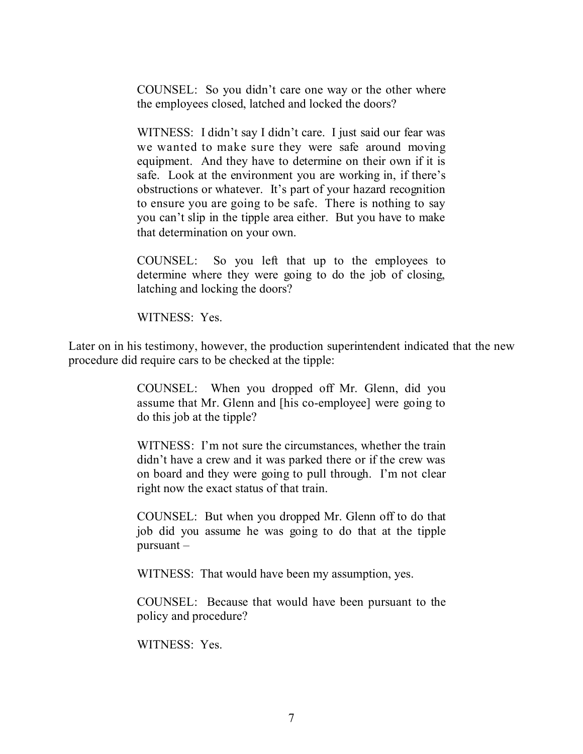> COUNSEL: So you didn't care one way or the other where the employees closed, latched and locked the doors?
>
> WITNESS: I didn't say I didn't care. I just said our fear was we wanted to make sure they were safe around moving equipment. And they have to determine on their own if it is safe. Look at the environment you are working in, if there's obstructions or whatever. It's part of your hazard recognition to ensure you are going to be safe. There is nothing to say you can't slip in the tipple area either. But you have to make that determination on your own.
>
> COUNSEL: So you left that up to the employees to determine where they were going to do the job of closing, latching and locking the doors?
>
> WITNESS: Yes.

Later on in his testimony, however, the production superintendent indicated that the new procedure did require cars to be checked at the tipple:

> COUNSEL: When you dropped off Mr. Glenn, did you assume that Mr. Glenn and [his co-employee] were going to do this job at the tipple?
>
> WITNESS: I'm not sure the circumstances, whether the train didn't have a crew and it was parked there or if the crew was on board and they were going to pull through. I'm not clear right now the exact status of that train.
>
> COUNSEL: But when you dropped Mr. Glenn off to do that job did you assume he was going to do that at the tipple pursuant –
>
> WITNESS: That would have been my assumption, yes.
>
> COUNSEL: Because that would have been pursuant to the policy and procedure?
>
> WITNESS: Yes.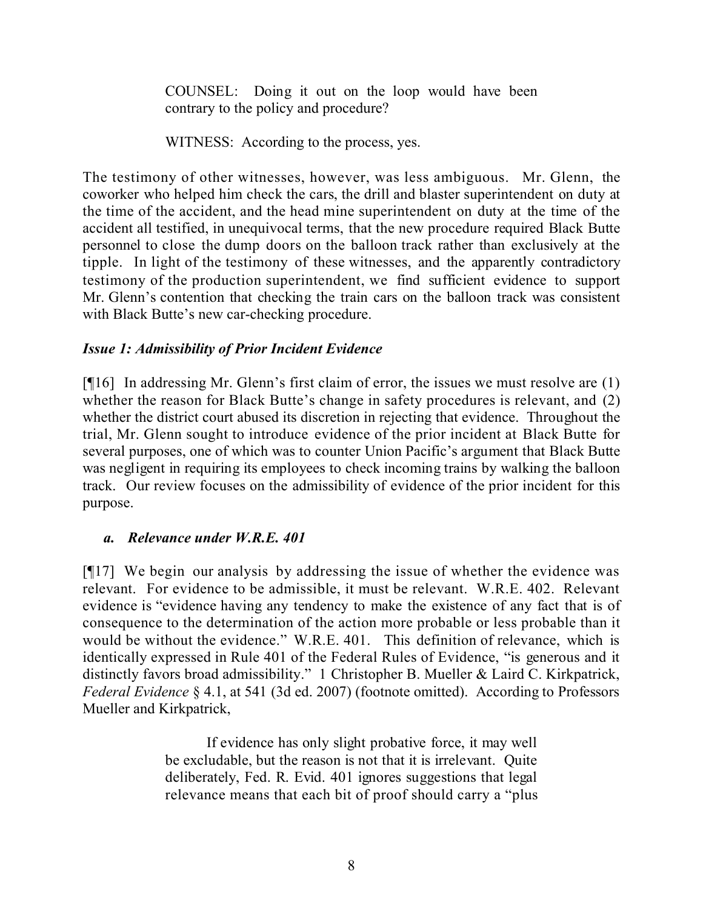> COUNSEL: Doing it out on the loop would have been contrary to the policy and procedure?
>
> WITNESS: According to the process, yes.

The testimony of other witnesses, however, was less ambiguous. Mr. Glenn, the coworker who helped him check the cars, the drill and blaster superintendent on duty at the time of the accident, and the head mine superintendent on duty at the time of the accident all testified, in unequivocal terms, that the new procedure required Black Butte personnel to close the dump doors on the balloon track rather than exclusively at the tipple. In light of the testimony of these witnesses, and the apparently contradictory testimony of the production superintendent, we find sufficient evidence to support Mr. Glenn's contention that checking the train cars on the balloon track was consistent with Black Butte's new car-checking procedure.

### *Issue 1: Admissibility of Prior Incident Evidence*

[¶16] In addressing Mr. Glenn's first claim of error, the issues we must resolve are (1) whether the reason for Black Butte's change in safety procedures is relevant, and (2) whether the district court abused its discretion in rejecting that evidence. Throughout the trial, Mr. Glenn sought to introduce evidence of the prior incident at Black Butte for several purposes, one of which was to counter Union Pacific's argument that Black Butte was negligent in requiring its employees to check incoming trains by walking the balloon track. Our review focuses on the admissibility of evidence of the prior incident for this purpose.

#### *a. Relevance under W.R.E. 401*

[¶17] We begin our analysis by addressing the issue of whether the evidence was relevant. For evidence to be admissible, it must be relevant. W.R.E. 402. Relevant evidence is "evidence having any tendency to make the existence of any fact that is of consequence to the determination of the action more probable or less probable than it would be without the evidence." W.R.E. 401. This definition of relevance, which is identically expressed in Rule 401 of the Federal Rules of Evidence, "is generous and it distinctly favors broad admissibility." 1 Christopher B. Mueller & Laird C. Kirkpatrick, *Federal Evidence* § 4.1, at 541 (3d ed. 2007) (footnote omitted). According to Professors Mueller and Kirkpatrick,

> If evidence has only slight probative force, it may well be excludable, but the reason is not that it is irrelevant. Quite deliberately, Fed. R. Evid. 401 ignores suggestions that legal relevance means that each bit of proof should carry a "plus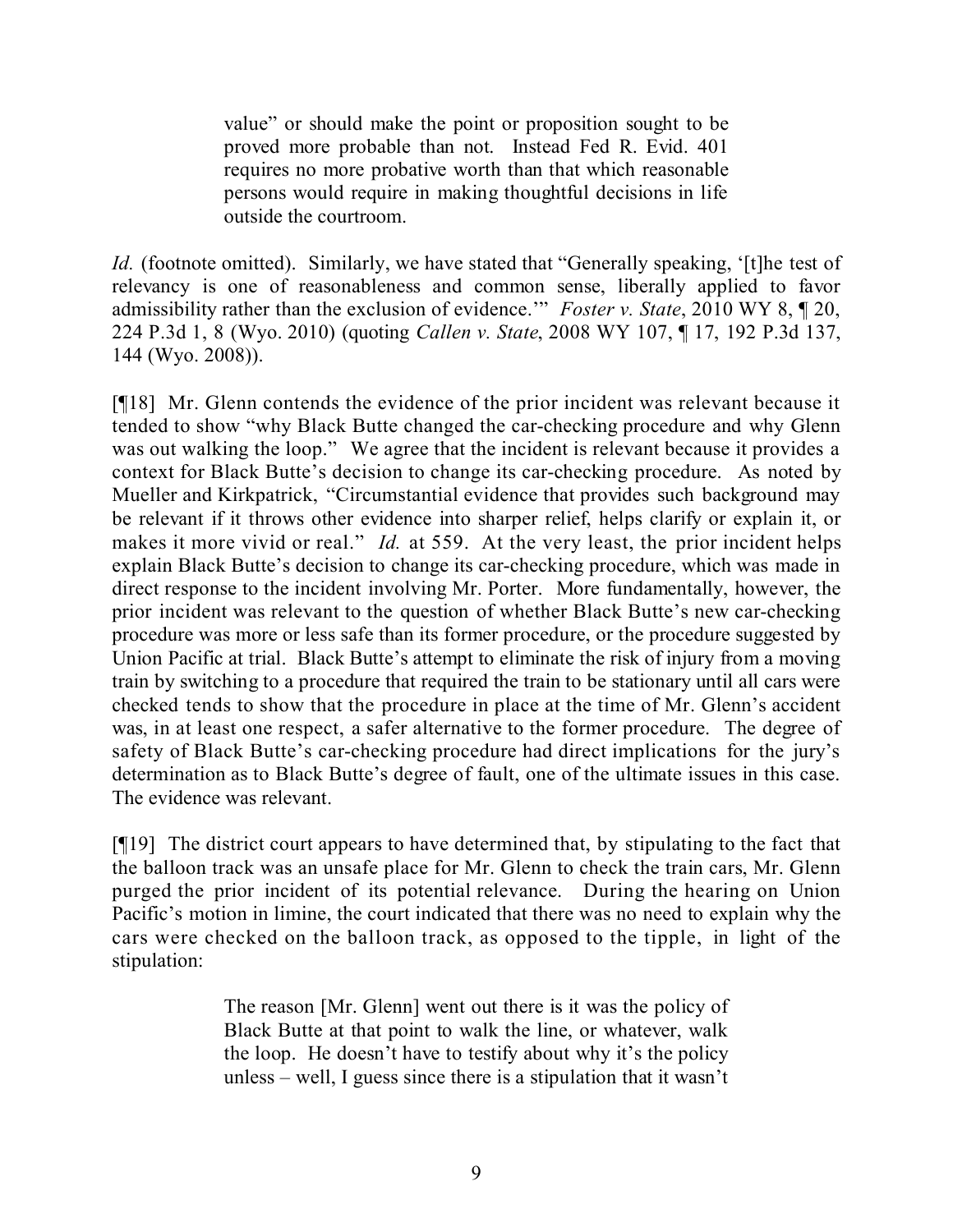> value" or should make the point or proposition sought to be proved more probable than not. Instead Fed R. Evid. 401 requires no more probative worth than that which reasonable persons would require in making thoughtful decisions in life outside the courtroom.

*Id.* (footnote omitted). Similarly, we have stated that "Generally speaking, '[t]he test of relevancy is one of reasonableness and common sense, liberally applied to favor admissibility rather than the exclusion of evidence.'" *Foster v. State*, 2010 WY 8, ¶ 20, 224 P.3d 1, 8 (Wyo. 2010) (quoting *Callen v. State*, 2008 WY 107, ¶ 17, 192 P.3d 137, 144 (Wyo. 2008)).

[¶18] Mr. Glenn contends the evidence of the prior incident was relevant because it tended to show "why Black Butte changed the car-checking procedure and why Glenn was out walking the loop." We agree that the incident is relevant because it provides a context for Black Butte's decision to change its car-checking procedure. As noted by Mueller and Kirkpatrick, "Circumstantial evidence that provides such background may be relevant if it throws other evidence into sharper relief, helps clarify or explain it, or makes it more vivid or real." *Id.* at 559. At the very least, the prior incident helps explain Black Butte's decision to change its car-checking procedure, which was made in direct response to the incident involving Mr. Porter. More fundamentally, however, the prior incident was relevant to the question of whether Black Butte's new car-checking procedure was more or less safe than its former procedure, or the procedure suggested by Union Pacific at trial. Black Butte's attempt to eliminate the risk of injury from a moving train by switching to a procedure that required the train to be stationary until all cars were checked tends to show that the procedure in place at the time of Mr. Glenn's accident was, in at least one respect, a safer alternative to the former procedure. The degree of safety of Black Butte's car-checking procedure had direct implications for the jury's determination as to Black Butte's degree of fault, one of the ultimate issues in this case. The evidence was relevant.

[¶19] The district court appears to have determined that, by stipulating to the fact that the balloon track was an unsafe place for Mr. Glenn to check the train cars, Mr. Glenn purged the prior incident of its potential relevance. During the hearing on Union Pacific's motion in limine, the court indicated that there was no need to explain why the cars were checked on the balloon track, as opposed to the tipple, in light of the stipulation:

> The reason [Mr. Glenn] went out there is it was the policy of Black Butte at that point to walk the line, or whatever, walk the loop. He doesn't have to testify about why it's the policy unless – well, I guess since there is a stipulation that it wasn't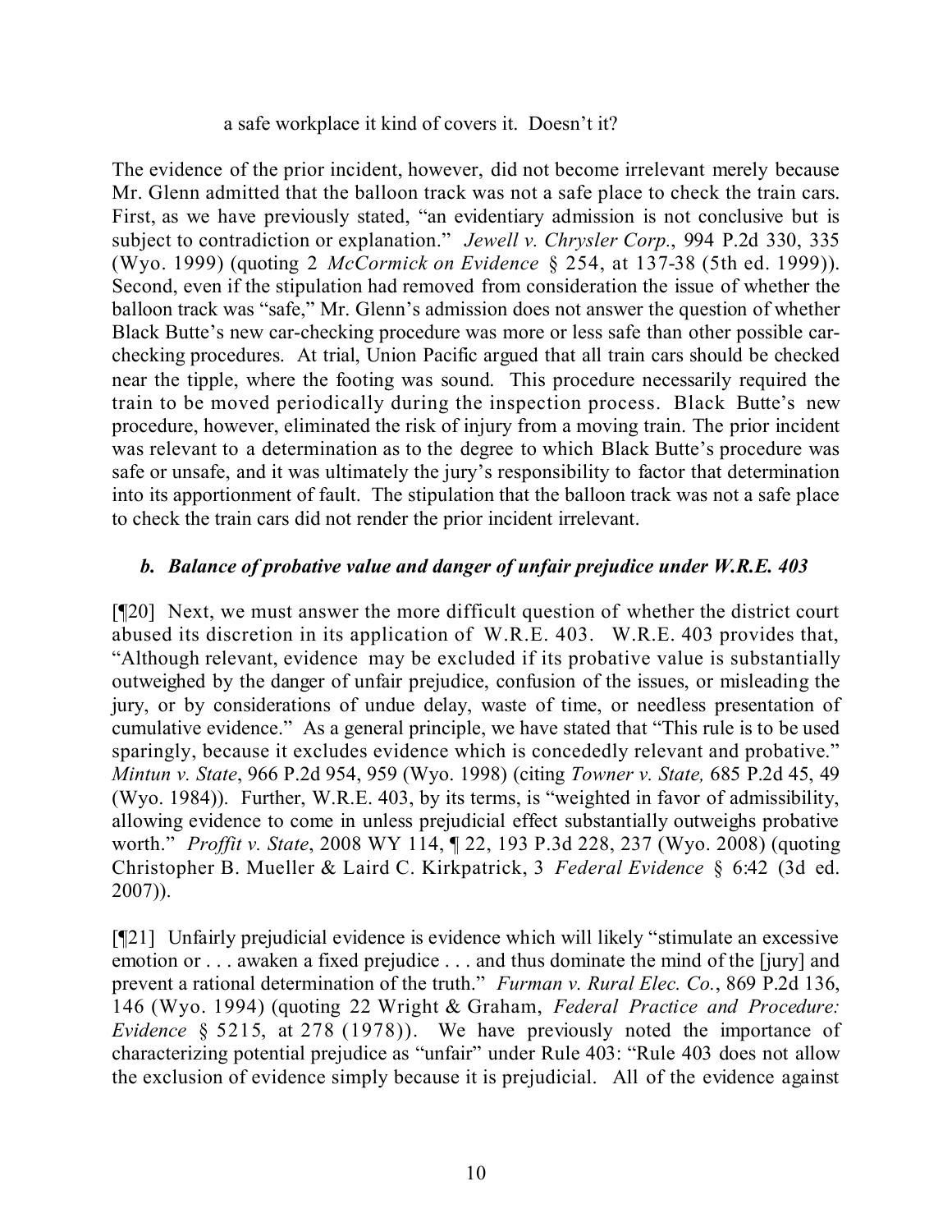a safe workplace it kind of covers it. Doesn't it?

The evidence of the prior incident, however, did not become irrelevant merely because Mr. Glenn admitted that the balloon track was not a safe place to check the train cars. First, as we have previously stated, "an evidentiary admission is not conclusive but is subject to contradiction or explanation." *Jewell v. Chrysler Corp.*, 994 P.2d 330, 335 (Wyo. 1999) (quoting 2 *McCormick on Evidence* § 254, at 137-38 (5th ed. 1999)). Second, even if the stipulation had removed from consideration the issue of whether the balloon track was "safe," Mr. Glenn's admission does not answer the question of whether Black Butte's new car-checking procedure was more or less safe than other possible car-checking procedures. At trial, Union Pacific argued that all train cars should be checked near the tipple, where the footing was sound. This procedure necessarily required the train to be moved periodically during the inspection process. Black Butte's new procedure, however, eliminated the risk of injury from a moving train. The prior incident was relevant to a determination as to the degree to which Black Butte's procedure was safe or unsafe, and it was ultimately the jury's responsibility to factor that determination into its apportionment of fault. The stipulation that the balloon track was not a safe place to check the train cars did not render the prior incident irrelevant.

### *b. Balance of probative value and danger of unfair prejudice under W.R.E. 403*

[¶20] Next, we must answer the more difficult question of whether the district court abused its discretion in its application of W.R.E. 403. W.R.E. 403 provides that, "Although relevant, evidence may be excluded if its probative value is substantially outweighed by the danger of unfair prejudice, confusion of the issues, or misleading the jury, or by considerations of undue delay, waste of time, or needless presentation of cumulative evidence." As a general principle, we have stated that "This rule is to be used sparingly, because it excludes evidence which is concededly relevant and probative." *Mintun v. State*, 966 P.2d 954, 959 (Wyo. 1998) (citing *Towner v. State,* 685 P.2d 45, 49 (Wyo. 1984)). Further, W.R.E. 403, by its terms, is "weighted in favor of admissibility, allowing evidence to come in unless prejudicial effect substantially outweighs probative worth." *Proffit v. State*, 2008 WY 114, ¶ 22, 193 P.3d 228, 237 (Wyo. 2008) (quoting Christopher B. Mueller & Laird C. Kirkpatrick, 3 *Federal Evidence* § 6:42 (3d ed. 2007)).

[¶21] Unfairly prejudicial evidence is evidence which will likely "stimulate an excessive emotion or . . . awaken a fixed prejudice . . . and thus dominate the mind of the [jury] and prevent a rational determination of the truth." *Furman v. Rural Elec. Co.*, 869 P.2d 136, 146 (Wyo. 1994) (quoting 22 Wright & Graham, *Federal Practice and Procedure: Evidence* § 5215, at 278 (1978)). We have previously noted the importance of characterizing potential prejudice as "unfair" under Rule 403: "Rule 403 does not allow the exclusion of evidence simply because it is prejudicial. All of the evidence against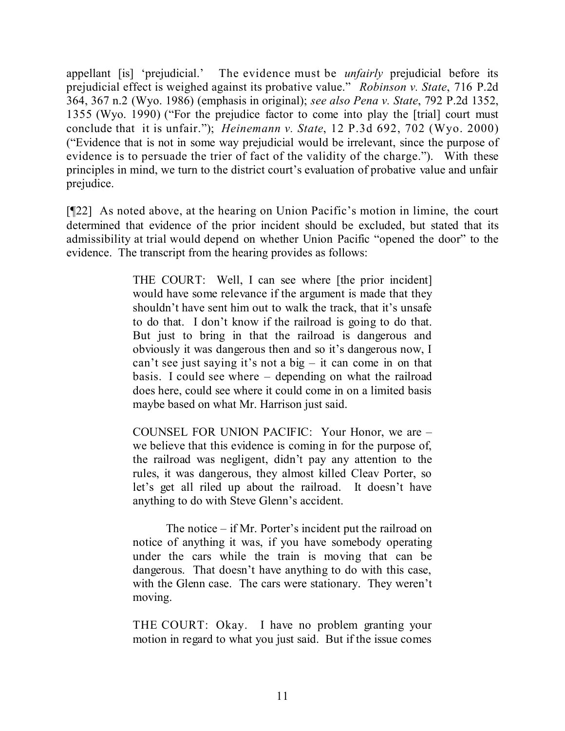appellant [is] 'prejudicial.' The evidence must be *unfairly* prejudicial before its prejudicial effect is weighed against its probative value." *Robinson v. State*, 716 P.2d 364, 367 n.2 (Wyo. 1986) (emphasis in original); *see also Pena v. State*, 792 P.2d 1352, 1355 (Wyo. 1990) ("For the prejudice factor to come into play the [trial] court must conclude that it is unfair."); *Heinemann v. State*, 12 P.3d 692, 702 (Wyo. 2000) ("Evidence that is not in some way prejudicial would be irrelevant, since the purpose of evidence is to persuade the trier of fact of the validity of the charge."). With these principles in mind, we turn to the district court's evaluation of probative value and unfair prejudice.

[¶22] As noted above, at the hearing on Union Pacific's motion in limine, the court determined that evidence of the prior incident should be excluded, but stated that its admissibility at trial would depend on whether Union Pacific "opened the door" to the evidence. The transcript from the hearing provides as follows:

> THE COURT: Well, I can see where [the prior incident] would have some relevance if the argument is made that they shouldn't have sent him out to walk the track, that it's unsafe to do that. I don't know if the railroad is going to do that. But just to bring in that the railroad is dangerous and obviously it was dangerous then and so it's dangerous now, I can't see just saying it's not a big – it can come in on that basis. I could see where – depending on what the railroad does here, could see where it could come in on a limited basis maybe based on what Mr. Harrison just said.
>
> COUNSEL FOR UNION PACIFIC: Your Honor, we are – we believe that this evidence is coming in for the purpose of, the railroad was negligent, didn't pay any attention to the rules, it was dangerous, they almost killed Cleav Porter, so let's get all riled up about the railroad. It doesn't have anything to do with Steve Glenn's accident.
>
> The notice – if Mr. Porter's incident put the railroad on notice of anything it was, if you have somebody operating under the cars while the train is moving that can be dangerous. That doesn't have anything to do with this case, with the Glenn case. The cars were stationary. They weren't moving.
>
> THE COURT: Okay. I have no problem granting your motion in regard to what you just said. But if the issue comes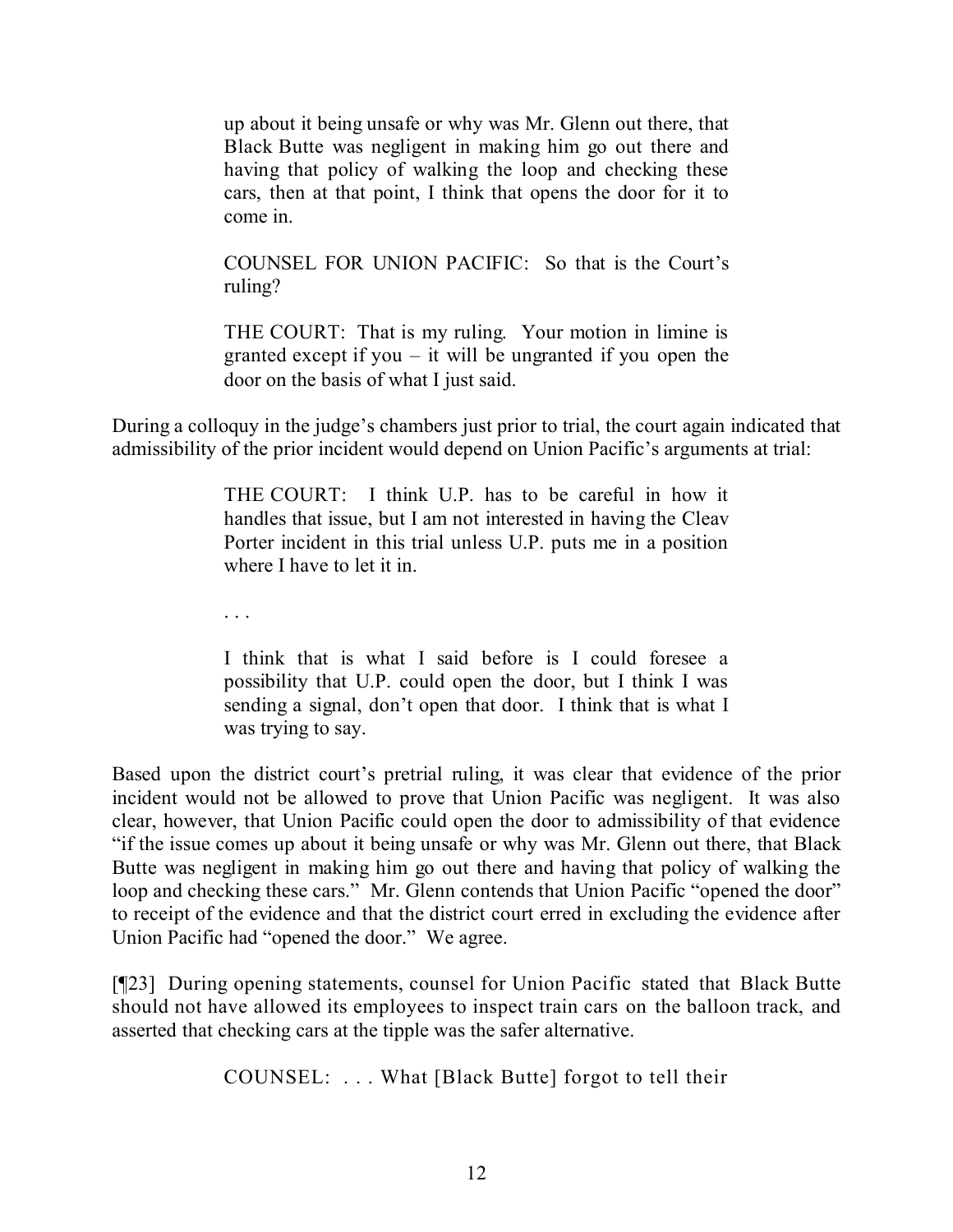> up about it being unsafe or why was Mr. Glenn out there, that Black Butte was negligent in making him go out there and having that policy of walking the loop and checking these cars, then at that point, I think that opens the door for it to come in.
>
> COUNSEL FOR UNION PACIFIC: So that is the Court's ruling?
>
> THE COURT: That is my ruling. Your motion in limine is granted except if you – it will be ungranted if you open the door on the basis of what I just said.

During a colloquy in the judge's chambers just prior to trial, the court again indicated that admissibility of the prior incident would depend on Union Pacific's arguments at trial:

> THE COURT: I think U.P. has to be careful in how it handles that issue, but I am not interested in having the Cleav Porter incident in this trial unless U.P. puts me in a position where I have to let it in.
>
> . . .
>
> I think that is what I said before is I could foresee a possibility that U.P. could open the door, but I think I was sending a signal, don't open that door. I think that is what I was trying to say.

Based upon the district court's pretrial ruling, it was clear that evidence of the prior incident would not be allowed to prove that Union Pacific was negligent. It was also clear, however, that Union Pacific could open the door to admissibility of that evidence "if the issue comes up about it being unsafe or why was Mr. Glenn out there, that Black Butte was negligent in making him go out there and having that policy of walking the loop and checking these cars." Mr. Glenn contends that Union Pacific "opened the door" to receipt of the evidence and that the district court erred in excluding the evidence after Union Pacific had "opened the door." We agree.

[¶23] During opening statements, counsel for Union Pacific stated that Black Butte should not have allowed its employees to inspect train cars on the balloon track, and asserted that checking cars at the tipple was the safer alternative.

> COUNSEL: . . . What [Black Butte] forgot to tell their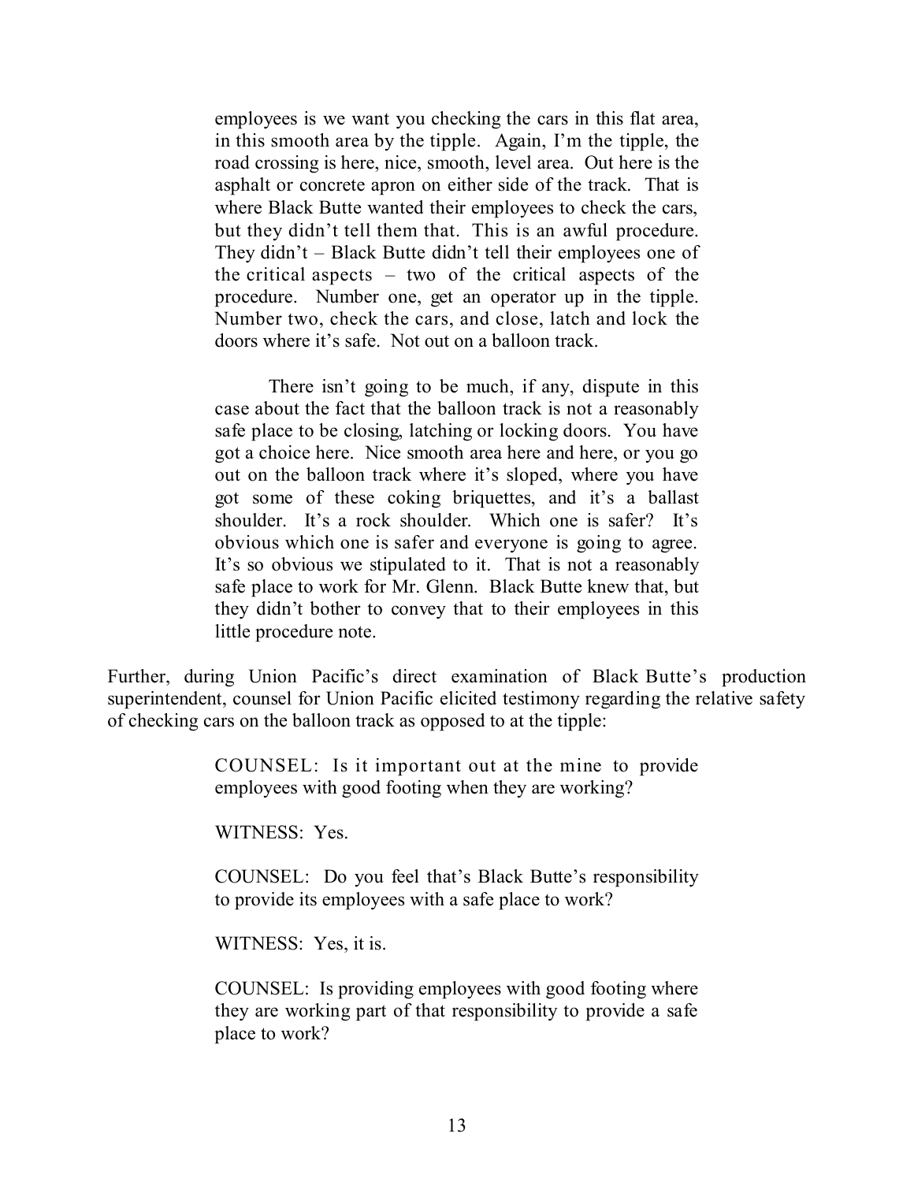> employees is we want you checking the cars in this flat area, in this smooth area by the tipple. Again, I'm the tipple, the road crossing is here, nice, smooth, level area. Out here is the asphalt or concrete apron on either side of the track. That is where Black Butte wanted their employees to check the cars, but they didn't tell them that. This is an awful procedure. They didn't – Black Butte didn't tell their employees one of the critical aspects – two of the critical aspects of the procedure. Number one, get an operator up in the tipple. Number two, check the cars, and close, latch and lock the doors where it's safe. Not out on a balloon track.
>
> There isn't going to be much, if any, dispute in this case about the fact that the balloon track is not a reasonably safe place to be closing, latching or locking doors. You have got a choice here. Nice smooth area here and here, or you go out on the balloon track where it's sloped, where you have got some of these coking briquettes, and it's a ballast shoulder. It's a rock shoulder. Which one is safer? It's obvious which one is safer and everyone is going to agree. It's so obvious we stipulated to it. That is not a reasonably safe place to work for Mr. Glenn. Black Butte knew that, but they didn't bother to convey that to their employees in this little procedure note.

Further, during Union Pacific's direct examination of Black Butte's production superintendent, counsel for Union Pacific elicited testimony regarding the relative safety of checking cars on the balloon track as opposed to at the tipple:

> COUNSEL: Is it important out at the mine to provide employees with good footing when they are working?
>
> WITNESS: Yes.
>
> COUNSEL: Do you feel that's Black Butte's responsibility to provide its employees with a safe place to work?
>
> WITNESS: Yes, it is.
>
> COUNSEL: Is providing employees with good footing where they are working part of that responsibility to provide a safe place to work?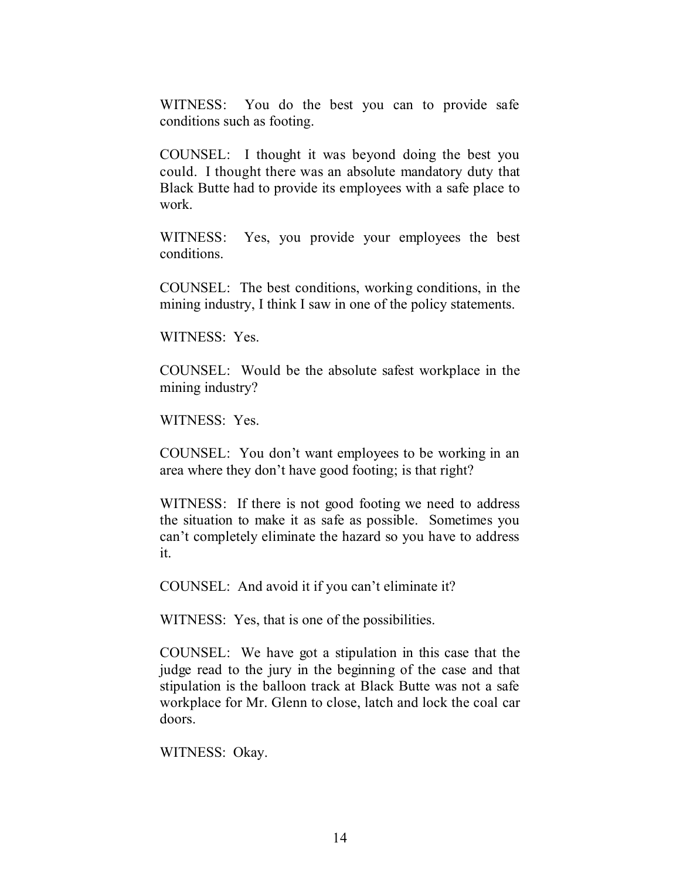WITNESS: You do the best you can to provide safe conditions such as footing.

COUNSEL: I thought it was beyond doing the best you could. I thought there was an absolute mandatory duty that Black Butte had to provide its employees with a safe place to work.

WITNESS: Yes, you provide your employees the best conditions.

COUNSEL: The best conditions, working conditions, in the mining industry, I think I saw in one of the policy statements.

WITNESS: Yes.

COUNSEL: Would be the absolute safest workplace in the mining industry?

WITNESS: Yes.

COUNSEL: You don't want employees to be working in an area where they don't have good footing; is that right?

WITNESS: If there is not good footing we need to address the situation to make it as safe as possible. Sometimes you can't completely eliminate the hazard so you have to address it.

COUNSEL: And avoid it if you can't eliminate it?

WITNESS: Yes, that is one of the possibilities.

COUNSEL: We have got a stipulation in this case that the judge read to the jury in the beginning of the case and that stipulation is the balloon track at Black Butte was not a safe workplace for Mr. Glenn to close, latch and lock the coal car doors.

WITNESS: Okay.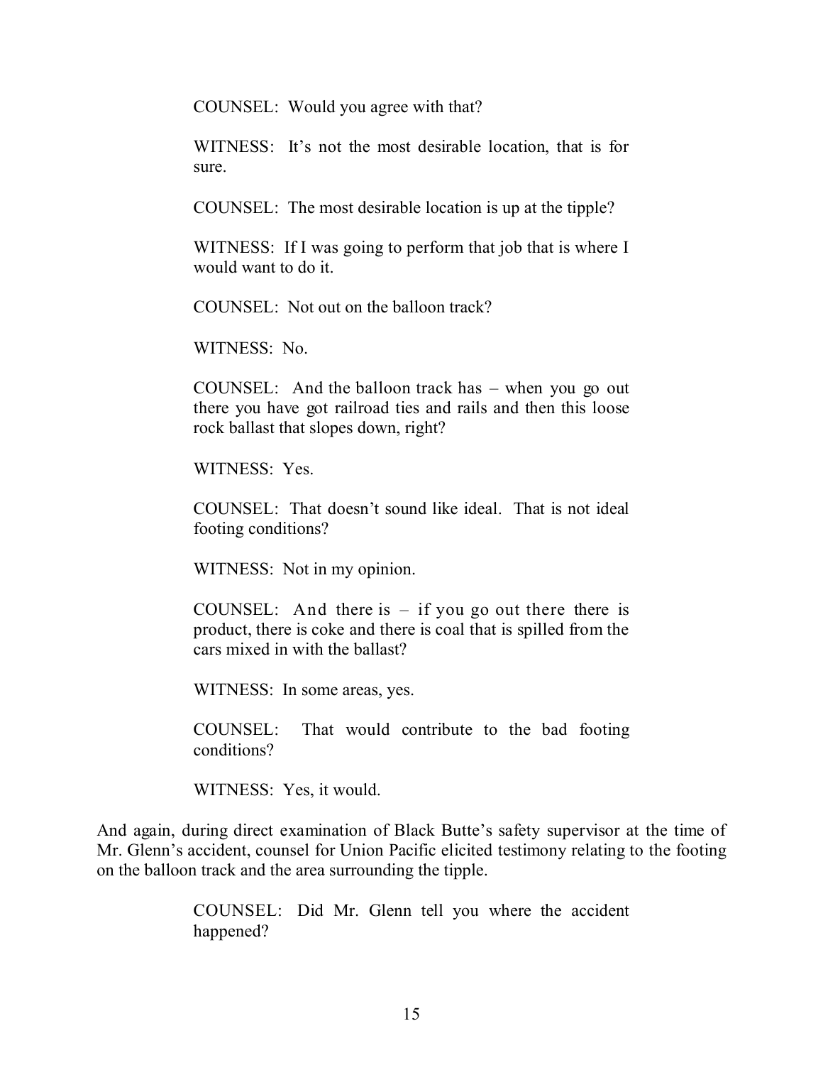> COUNSEL: Would you agree with that?
>
> WITNESS: It's not the most desirable location, that is for sure.
>
> COUNSEL: The most desirable location is up at the tipple?
>
> WITNESS: If I was going to perform that job that is where I would want to do it.
>
> COUNSEL: Not out on the balloon track?
>
> WITNESS: No.
>
> COUNSEL: And the balloon track has – when you go out there you have got railroad ties and rails and then this loose rock ballast that slopes down, right?
>
> WITNESS: Yes.
>
> COUNSEL: That doesn't sound like ideal. That is not ideal footing conditions?
>
> WITNESS: Not in my opinion.
>
> COUNSEL: And there is – if you go out there there is product, there is coke and there is coal that is spilled from the cars mixed in with the ballast?
>
> WITNESS: In some areas, yes.
>
> COUNSEL: That would contribute to the bad footing conditions?
>
> WITNESS: Yes, it would.

And again, during direct examination of Black Butte's safety supervisor at the time of Mr. Glenn's accident, counsel for Union Pacific elicited testimony relating to the footing on the balloon track and the area surrounding the tipple.

> COUNSEL: Did Mr. Glenn tell you where the accident happened?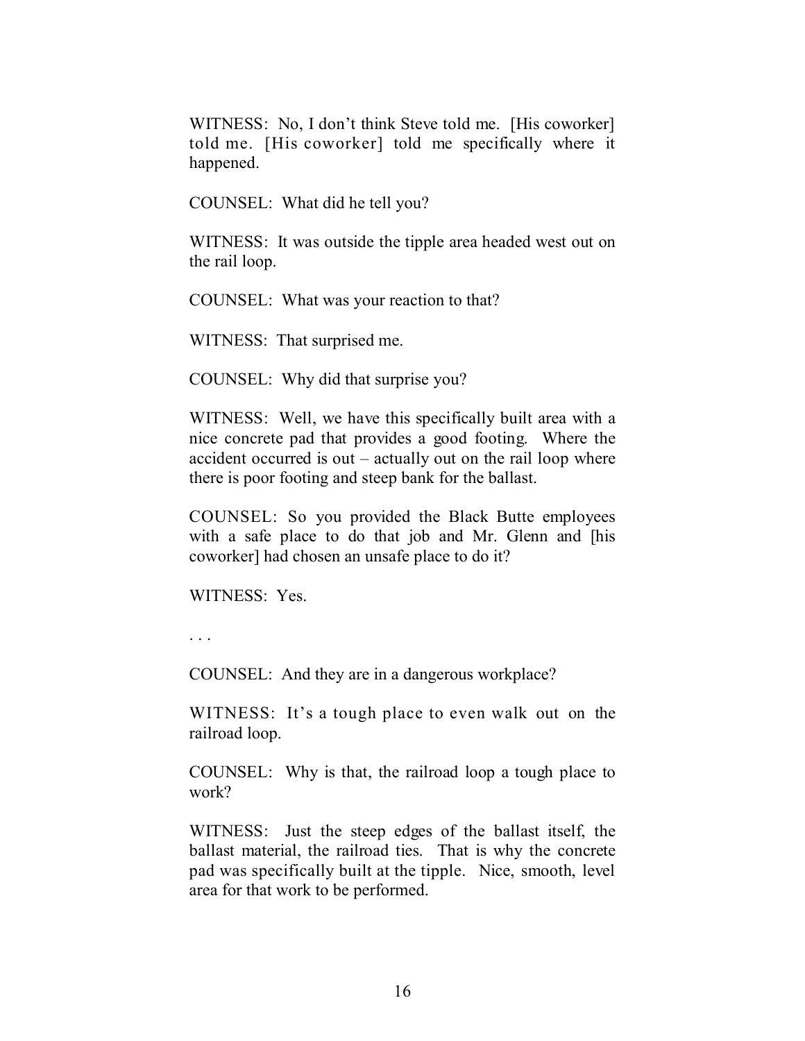WITNESS: No, I don't think Steve told me. [His coworker] told me. [His coworker] told me specifically where it happened.

COUNSEL: What did he tell you?

WITNESS: It was outside the tipple area headed west out on the rail loop.

COUNSEL: What was your reaction to that?

WITNESS: That surprised me.

COUNSEL: Why did that surprise you?

WITNESS: Well, we have this specifically built area with a nice concrete pad that provides a good footing. Where the accident occurred is out – actually out on the rail loop where there is poor footing and steep bank for the ballast.

COUNSEL: So you provided the Black Butte employees with a safe place to do that job and Mr. Glenn and [his coworker] had chosen an unsafe place to do it?

WITNESS: Yes.

. . .

COUNSEL: And they are in a dangerous workplace?

WITNESS: It's a tough place to even walk out on the railroad loop.

COUNSEL: Why is that, the railroad loop a tough place to work?

WITNESS: Just the steep edges of the ballast itself, the ballast material, the railroad ties. That is why the concrete pad was specifically built at the tipple. Nice, smooth, level area for that work to be performed.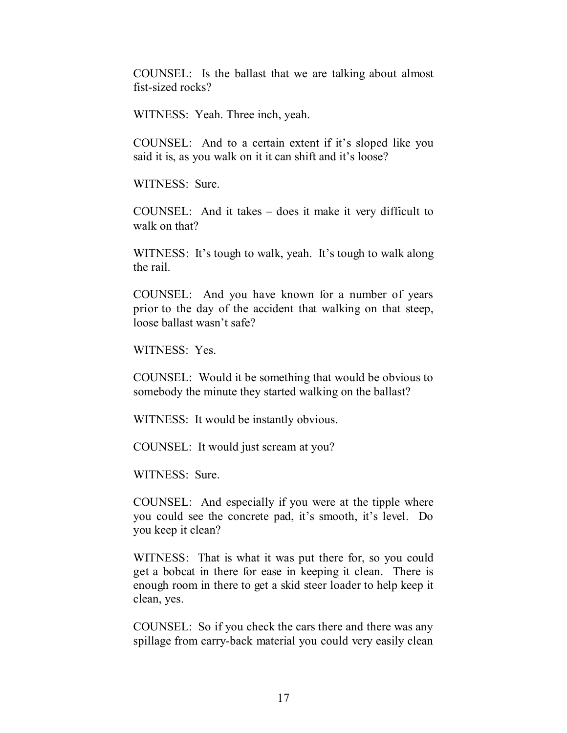COUNSEL: Is the ballast that we are talking about almost fist-sized rocks?

WITNESS: Yeah. Three inch, yeah.

COUNSEL: And to a certain extent if it's sloped like you said it is, as you walk on it it can shift and it's loose?

WITNESS: Sure.

COUNSEL: And it takes – does it make it very difficult to walk on that?

WITNESS: It's tough to walk, yeah. It's tough to walk along the rail.

COUNSEL: And you have known for a number of years prior to the day of the accident that walking on that steep, loose ballast wasn't safe?

WITNESS: Yes.

COUNSEL: Would it be something that would be obvious to somebody the minute they started walking on the ballast?

WITNESS: It would be instantly obvious.

COUNSEL: It would just scream at you?

WITNESS: Sure.

COUNSEL: And especially if you were at the tipple where you could see the concrete pad, it's smooth, it's level. Do you keep it clean?

WITNESS: That is what it was put there for, so you could get a bobcat in there for ease in keeping it clean. There is enough room in there to get a skid steer loader to help keep it clean, yes.

COUNSEL: So if you check the cars there and there was any spillage from carry-back material you could very easily clean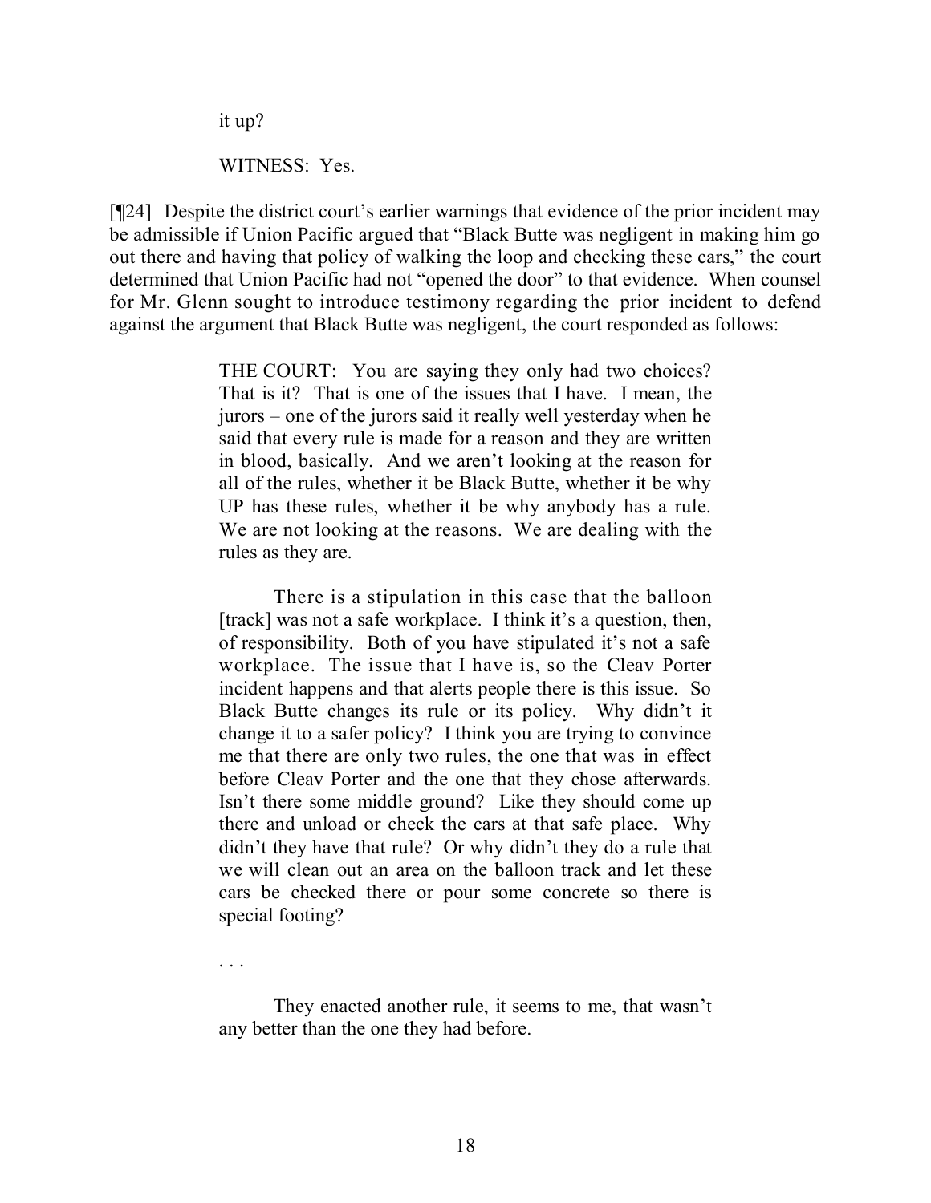it up?

WITNESS: Yes.

[¶24] Despite the district court's earlier warnings that evidence of the prior incident may be admissible if Union Pacific argued that "Black Butte was negligent in making him go out there and having that policy of walking the loop and checking these cars," the court determined that Union Pacific had not "opened the door" to that evidence. When counsel for Mr. Glenn sought to introduce testimony regarding the prior incident to defend against the argument that Black Butte was negligent, the court responded as follows:

> THE COURT: You are saying they only had two choices? That is it? That is one of the issues that I have. I mean, the jurors – one of the jurors said it really well yesterday when he said that every rule is made for a reason and they are written in blood, basically. And we aren't looking at the reason for all of the rules, whether it be Black Butte, whether it be why UP has these rules, whether it be why anybody has a rule. We are not looking at the reasons. We are dealing with the rules as they are.
>
> There is a stipulation in this case that the balloon [track] was not a safe workplace. I think it's a question, then, of responsibility. Both of you have stipulated it's not a safe workplace. The issue that I have is, so the Cleav Porter incident happens and that alerts people there is this issue. So Black Butte changes its rule or its policy. Why didn't it change it to a safer policy? I think you are trying to convince me that there are only two rules, the one that was in effect before Cleav Porter and the one that they chose afterwards. Isn't there some middle ground? Like they should come up there and unload or check the cars at that safe place. Why didn't they have that rule? Or why didn't they do a rule that we will clean out an area on the balloon track and let these cars be checked there or pour some concrete so there is special footing?
>
> . . .
>
> They enacted another rule, it seems to me, that wasn't any better than the one they had before.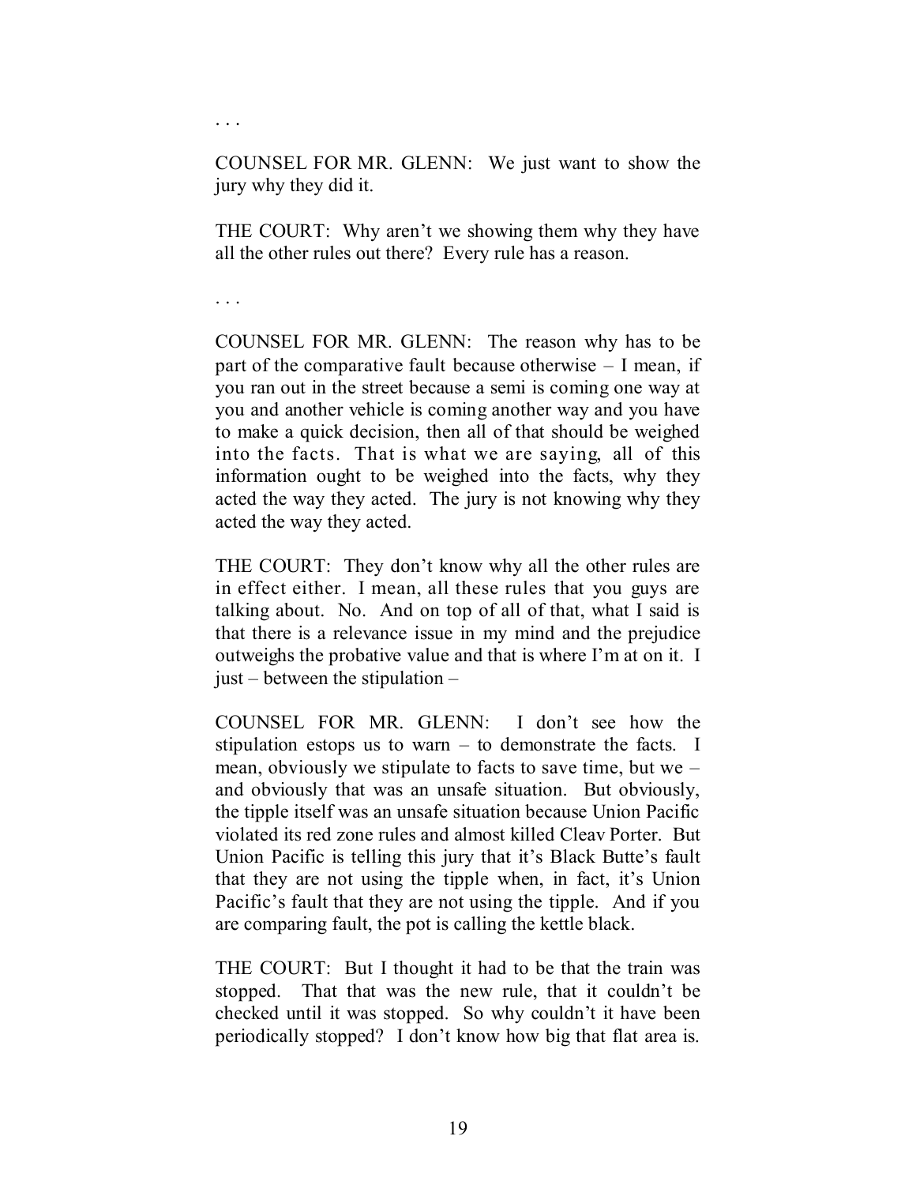. . .

COUNSEL FOR MR. GLENN: We just want to show the jury why they did it.

THE COURT: Why aren't we showing them why they have all the other rules out there? Every rule has a reason.

. . .

COUNSEL FOR MR. GLENN: The reason why has to be part of the comparative fault because otherwise – I mean, if you ran out in the street because a semi is coming one way at you and another vehicle is coming another way and you have to make a quick decision, then all of that should be weighed into the facts. That is what we are saying, all of this information ought to be weighed into the facts, why they acted the way they acted. The jury is not knowing why they acted the way they acted.

THE COURT: They don't know why all the other rules are in effect either. I mean, all these rules that you guys are talking about. No. And on top of all of that, what I said is that there is a relevance issue in my mind and the prejudice outweighs the probative value and that is where I'm at on it. I just – between the stipulation –

COUNSEL FOR MR. GLENN: I don't see how the stipulation estops us to warn – to demonstrate the facts. I mean, obviously we stipulate to facts to save time, but we – and obviously that was an unsafe situation. But obviously, the tipple itself was an unsafe situation because Union Pacific violated its red zone rules and almost killed Cleav Porter. But Union Pacific is telling this jury that it's Black Butte's fault that they are not using the tipple when, in fact, it's Union Pacific's fault that they are not using the tipple. And if you are comparing fault, the pot is calling the kettle black.

THE COURT: But I thought it had to be that the train was stopped. That that was the new rule, that it couldn't be checked until it was stopped. So why couldn't it have been periodically stopped? I don't know how big that flat area is.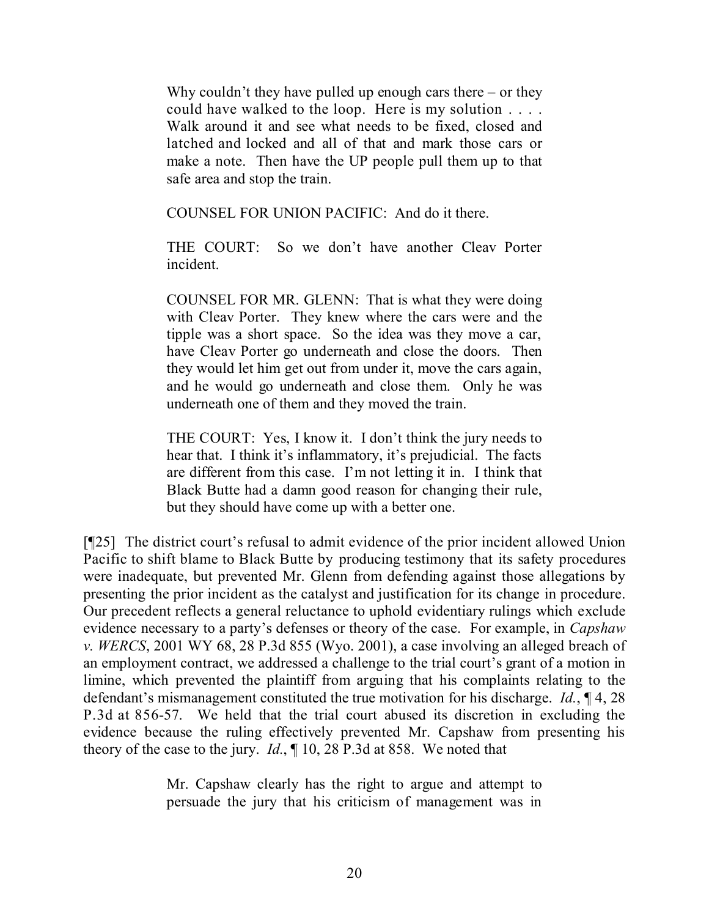> Why couldn't they have pulled up enough cars there – or they could have walked to the loop. Here is my solution . . . . Walk around it and see what needs to be fixed, closed and latched and locked and all of that and mark those cars or make a note. Then have the UP people pull them up to that safe area and stop the train.
>
> COUNSEL FOR UNION PACIFIC: And do it there.
>
> THE COURT: So we don't have another Cleav Porter incident.
>
> COUNSEL FOR MR. GLENN: That is what they were doing with Cleav Porter. They knew where the cars were and the tipple was a short space. So the idea was they move a car, have Cleav Porter go underneath and close the doors. Then they would let him get out from under it, move the cars again, and he would go underneath and close them. Only he was underneath one of them and they moved the train.
>
> THE COURT: Yes, I know it. I don't think the jury needs to hear that. I think it's inflammatory, it's prejudicial. The facts are different from this case. I'm not letting it in. I think that Black Butte had a damn good reason for changing their rule, but they should have come up with a better one.

[¶25] The district court's refusal to admit evidence of the prior incident allowed Union Pacific to shift blame to Black Butte by producing testimony that its safety procedures were inadequate, but prevented Mr. Glenn from defending against those allegations by presenting the prior incident as the catalyst and justification for its change in procedure. Our precedent reflects a general reluctance to uphold evidentiary rulings which exclude evidence necessary to a party's defenses or theory of the case. For example, in *Capshaw v. WERCS*, 2001 WY 68, 28 P.3d 855 (Wyo. 2001), a case involving an alleged breach of an employment contract, we addressed a challenge to the trial court's grant of a motion in limine, which prevented the plaintiff from arguing that his complaints relating to the defendant's mismanagement constituted the true motivation for his discharge. *Id.*, ¶ 4, 28 P.3d at 856-57. We held that the trial court abused its discretion in excluding the evidence because the ruling effectively prevented Mr. Capshaw from presenting his theory of the case to the jury. *Id.*, ¶ 10, 28 P.3d at 858. We noted that

> Mr. Capshaw clearly has the right to argue and attempt to persuade the jury that his criticism of management was in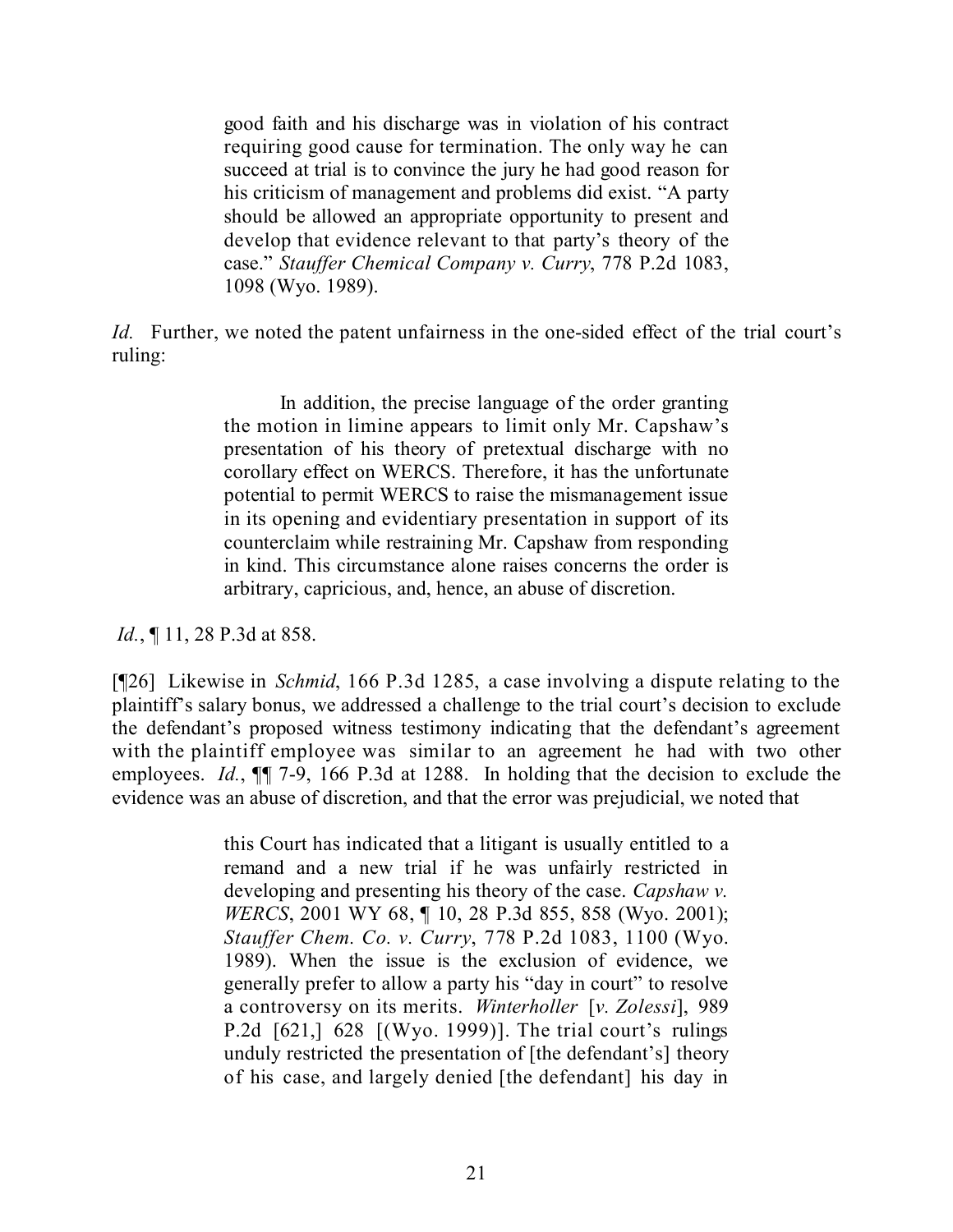> good faith and his discharge was in violation of his contract requiring good cause for termination. The only way he can succeed at trial is to convince the jury he had good reason for his criticism of management and problems did exist. "A party should be allowed an appropriate opportunity to present and develop that evidence relevant to that party's theory of the case." *Stauffer Chemical Company v. Curry*, 778 P.2d 1083, 1098 (Wyo. 1989).

*Id.* Further, we noted the patent unfairness in the one-sided effect of the trial court's ruling:

> In addition, the precise language of the order granting the motion in limine appears to limit only Mr. Capshaw's presentation of his theory of pretextual discharge with no corollary effect on WERCS. Therefore, it has the unfortunate potential to permit WERCS to raise the mismanagement issue in its opening and evidentiary presentation in support of its counterclaim while restraining Mr. Capshaw from responding in kind. This circumstance alone raises concerns the order is arbitrary, capricious, and, hence, an abuse of discretion.

*Id.*, ¶ 11, 28 P.3d at 858.

[¶26] Likewise in *Schmid*, 166 P.3d 1285, a case involving a dispute relating to the plaintiff's salary bonus, we addressed a challenge to the trial court's decision to exclude the defendant's proposed witness testimony indicating that the defendant's agreement with the plaintiff employee was similar to an agreement he had with two other employees. *Id.*, ¶¶ 7-9, 166 P.3d at 1288. In holding that the decision to exclude the evidence was an abuse of discretion, and that the error was prejudicial, we noted that

> this Court has indicated that a litigant is usually entitled to a remand and a new trial if he was unfairly restricted in developing and presenting his theory of the case. *Capshaw v. WERCS*, 2001 WY 68, ¶ 10, 28 P.3d 855, 858 (Wyo. 2001); *Stauffer Chem. Co. v. Curry*, 778 P.2d 1083, 1100 (Wyo. 1989). When the issue is the exclusion of evidence, we generally prefer to allow a party his "day in court" to resolve a controversy on its merits. *Winterholler* [*v. Zolessi*], 989 P.2d [621,] 628 [(Wyo. 1999)]. The trial court's rulings unduly restricted the presentation of [the defendant's] theory of his case, and largely denied [the defendant] his day in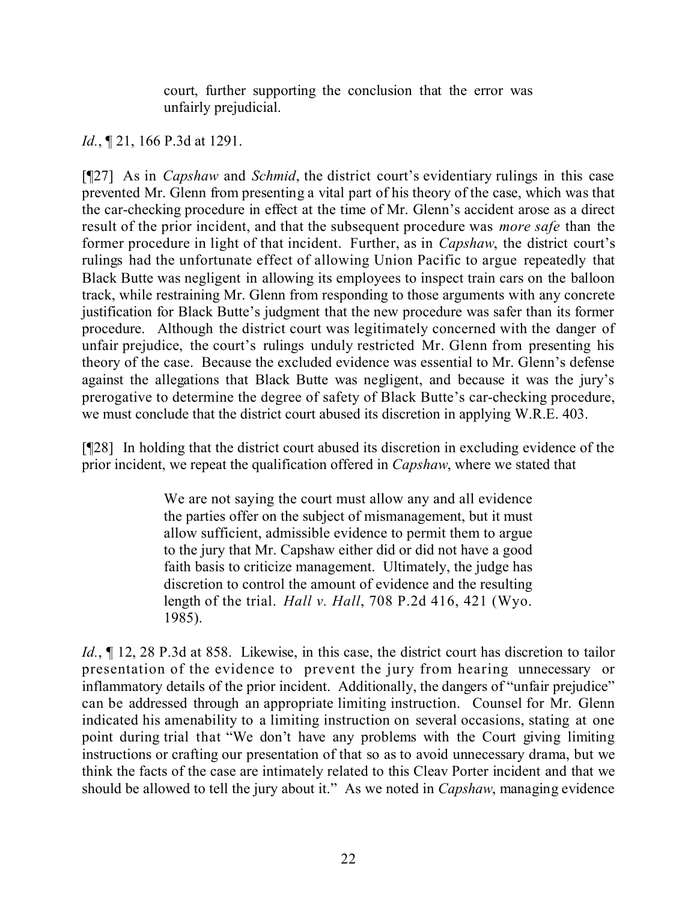> court, further supporting the conclusion that the error was unfairly prejudicial.

*Id.*, ¶ 21, 166 P.3d at 1291.

[¶27] As in *Capshaw* and *Schmid*, the district court's evidentiary rulings in this case prevented Mr. Glenn from presenting a vital part of his theory of the case, which was that the car-checking procedure in effect at the time of Mr. Glenn's accident arose as a direct result of the prior incident, and that the subsequent procedure was *more safe* than the former procedure in light of that incident. Further, as in *Capshaw*, the district court's rulings had the unfortunate effect of allowing Union Pacific to argue repeatedly that Black Butte was negligent in allowing its employees to inspect train cars on the balloon track, while restraining Mr. Glenn from responding to those arguments with any concrete justification for Black Butte's judgment that the new procedure was safer than its former procedure. Although the district court was legitimately concerned with the danger of unfair prejudice, the court's rulings unduly restricted Mr. Glenn from presenting his theory of the case. Because the excluded evidence was essential to Mr. Glenn's defense against the allegations that Black Butte was negligent, and because it was the jury's prerogative to determine the degree of safety of Black Butte's car-checking procedure, we must conclude that the district court abused its discretion in applying W.R.E. 403.

[¶28] In holding that the district court abused its discretion in excluding evidence of the prior incident, we repeat the qualification offered in *Capshaw*, where we stated that

> We are not saying the court must allow any and all evidence the parties offer on the subject of mismanagement, but it must allow sufficient, admissible evidence to permit them to argue to the jury that Mr. Capshaw either did or did not have a good faith basis to criticize management. Ultimately, the judge has discretion to control the amount of evidence and the resulting length of the trial. *Hall v. Hall*, 708 P.2d 416, 421 (Wyo. 1985).

*Id.*, ¶ 12, 28 P.3d at 858. Likewise, in this case, the district court has discretion to tailor presentation of the evidence to prevent the jury from hearing unnecessary or inflammatory details of the prior incident. Additionally, the dangers of "unfair prejudice" can be addressed through an appropriate limiting instruction. Counsel for Mr. Glenn indicated his amenability to a limiting instruction on several occasions, stating at one point during trial that "We don't have any problems with the Court giving limiting instructions or crafting our presentation of that so as to avoid unnecessary drama, but we think the facts of the case are intimately related to this Cleav Porter incident and that we should be allowed to tell the jury about it." As we noted in *Capshaw*, managing evidence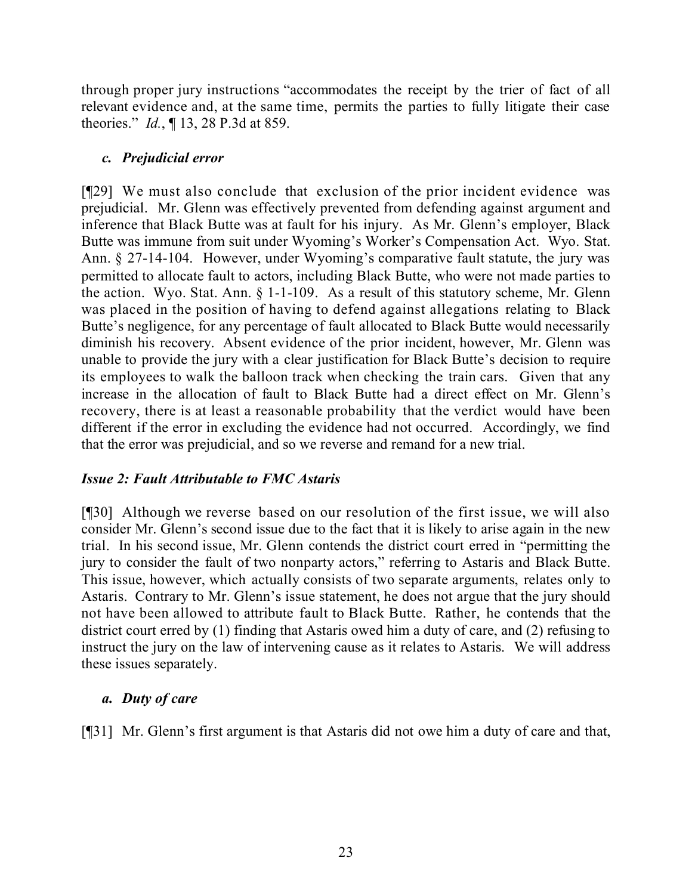through proper jury instructions "accommodates the receipt by the trier of fact of all relevant evidence and, at the same time, permits the parties to fully litigate their case theories." *Id.*, ¶ 13, 28 P.3d at 859.

### *c. Prejudicial error*

[¶29] We must also conclude that exclusion of the prior incident evidence was prejudicial. Mr. Glenn was effectively prevented from defending against argument and inference that Black Butte was at fault for his injury. As Mr. Glenn's employer, Black Butte was immune from suit under Wyoming's Worker's Compensation Act. Wyo. Stat. Ann. § 27-14-104. However, under Wyoming's comparative fault statute, the jury was permitted to allocate fault to actors, including Black Butte, who were not made parties to the action. Wyo. Stat. Ann. § 1-1-109. As a result of this statutory scheme, Mr. Glenn was placed in the position of having to defend against allegations relating to Black Butte's negligence, for any percentage of fault allocated to Black Butte would necessarily diminish his recovery. Absent evidence of the prior incident, however, Mr. Glenn was unable to provide the jury with a clear justification for Black Butte's decision to require its employees to walk the balloon track when checking the train cars. Given that any increase in the allocation of fault to Black Butte had a direct effect on Mr. Glenn's recovery, there is at least a reasonable probability that the verdict would have been different if the error in excluding the evidence had not occurred. Accordingly, we find that the error was prejudicial, and so we reverse and remand for a new trial.

## *Issue 2: Fault Attributable to FMC Astaris*

[¶30] Although we reverse based on our resolution of the first issue, we will also consider Mr. Glenn's second issue due to the fact that it is likely to arise again in the new trial. In his second issue, Mr. Glenn contends the district court erred in "permitting the jury to consider the fault of two nonparty actors," referring to Astaris and Black Butte. This issue, however, which actually consists of two separate arguments, relates only to Astaris. Contrary to Mr. Glenn's issue statement, he does not argue that the jury should not have been allowed to attribute fault to Black Butte. Rather, he contends that the district court erred by (1) finding that Astaris owed him a duty of care, and (2) refusing to instruct the jury on the law of intervening cause as it relates to Astaris. We will address these issues separately.

### *a. Duty of care*

[¶31] Mr. Glenn's first argument is that Astaris did not owe him a duty of care and that,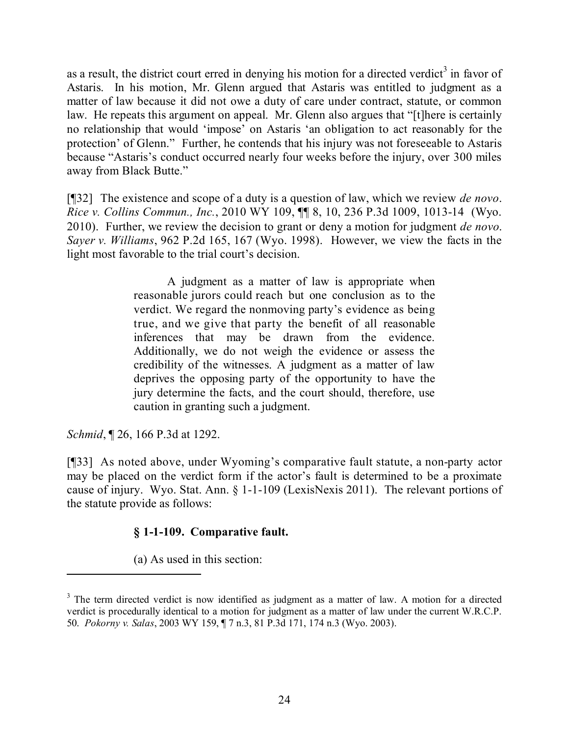as a result, the district court erred in denying his motion for a directed verdict[3] in favor of Astaris. In his motion, Mr. Glenn argued that Astaris was entitled to judgment as a matter of law because it did not owe a duty of care under contract, statute, or common law. He repeats this argument on appeal. Mr. Glenn also argues that "[t]here is certainly no relationship that would 'impose' on Astaris 'an obligation to act reasonably for the protection' of Glenn." Further, he contends that his injury was not foreseeable to Astaris because "Astaris's conduct occurred nearly four weeks before the injury, over 300 miles away from Black Butte."

[¶32] The existence and scope of a duty is a question of law, which we review *de novo*. *Rice v. Collins Commun., Inc.*, 2010 WY 109, ¶¶ 8, 10, 236 P.3d 1009, 1013-14 (Wyo. 2010). Further, we review the decision to grant or deny a motion for judgment *de novo*. *Sayer v. Williams*, 962 P.2d 165, 167 (Wyo. 1998). However, we view the facts in the light most favorable to the trial court's decision.

> A judgment as a matter of law is appropriate when reasonable jurors could reach but one conclusion as to the verdict. We regard the nonmoving party's evidence as being true, and we give that party the benefit of all reasonable inferences that may be drawn from the evidence. Additionally, we do not weigh the evidence or assess the credibility of the witnesses. A judgment as a matter of law deprives the opposing party of the opportunity to have the jury determine the facts, and the court should, therefore, use caution in granting such a judgment.

*Schmid*, ¶ 26, 166 P.3d at 1292.

[¶33] As noted above, under Wyoming's comparative fault statute, a non-party actor may be placed on the verdict form if the actor's fault is determined to be a proximate cause of injury. Wyo. Stat. Ann. § 1-1-109 (LexisNexis 2011). The relevant portions of the statute provide as follows:

> **§ 1-1-109. Comparative fault.**
>
> (a) As used in this section:

---

[3] The term directed verdict is now identified as judgment as a matter of law. A motion for a directed verdict is procedurally identical to a motion for judgment as a matter of law under the current W.R.C.P. 50. *Pokorny v. Salas*, 2003 WY 159, ¶ 7 n.3, 81 P.3d 171, 174 n.3 (Wyo. 2003).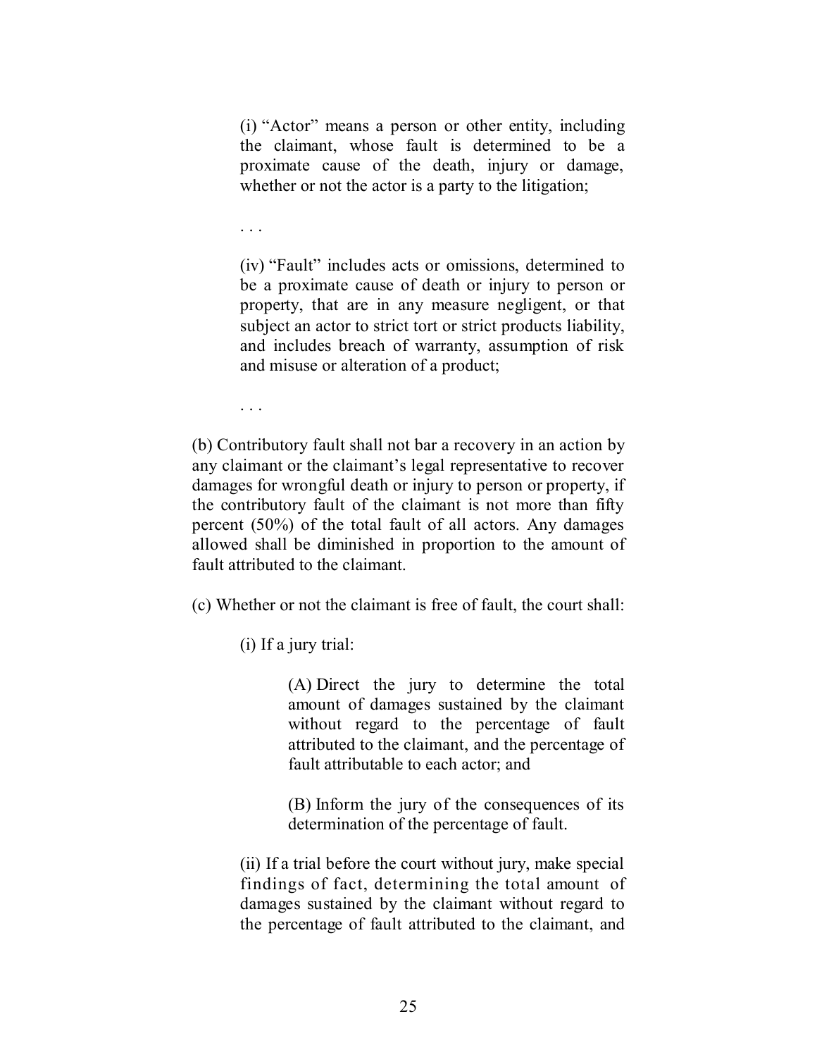> (i) "Actor" means a person or other entity, including the claimant, whose fault is determined to be a proximate cause of the death, injury or damage, whether or not the actor is a party to the litigation;
>
> . . .
>
> (iv) "Fault" includes acts or omissions, determined to be a proximate cause of death or injury to person or property, that are in any measure negligent, or that subject an actor to strict tort or strict products liability, and includes breach of warranty, assumption of risk and misuse or alteration of a product;
>
> . . .
>
> (b) Contributory fault shall not bar a recovery in an action by any claimant or the claimant's legal representative to recover damages for wrongful death or injury to person or property, if the contributory fault of the claimant is not more than fifty percent (50%) of the total fault of all actors. Any damages allowed shall be diminished in proportion to the amount of fault attributed to the claimant.
>
> (c) Whether or not the claimant is free of fault, the court shall:
>
> (i) If a jury trial:
>
> (A) Direct the jury to determine the total amount of damages sustained by the claimant without regard to the percentage of fault attributed to the claimant, and the percentage of fault attributable to each actor; and
>
> (B) Inform the jury of the consequences of its determination of the percentage of fault.
>
> (ii) If a trial before the court without jury, make special findings of fact, determining the total amount of damages sustained by the claimant without regard to the percentage of fault attributed to the claimant, and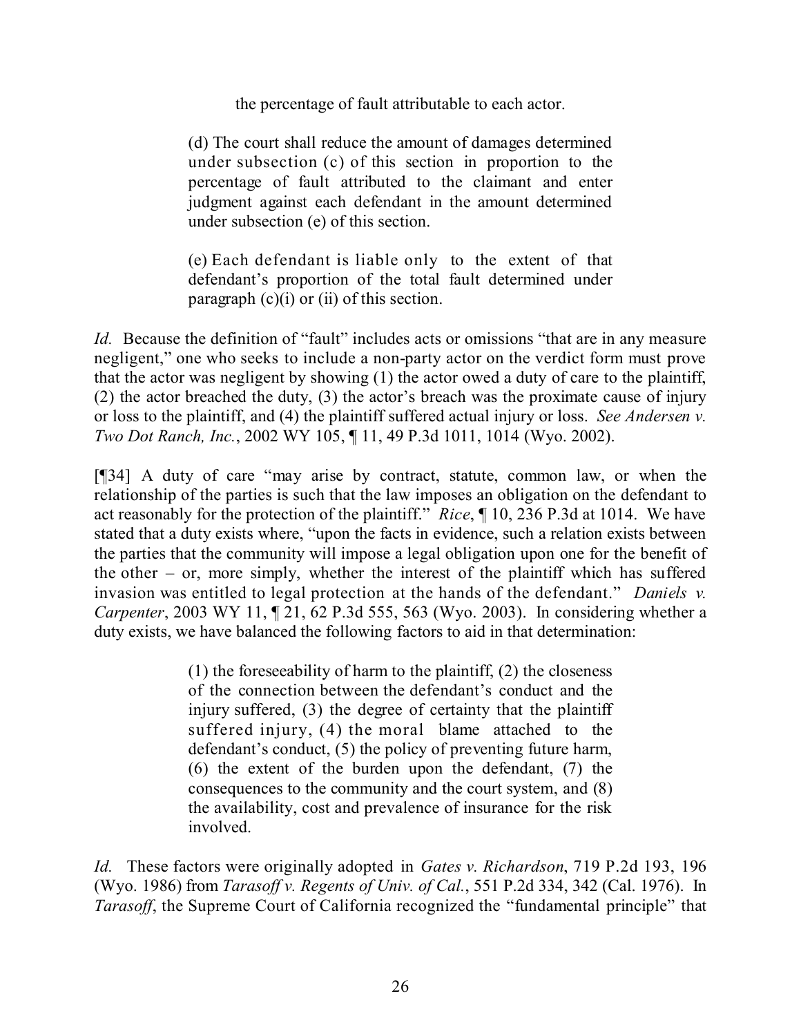> the percentage of fault attributable to each actor.
>
> (d) The court shall reduce the amount of damages determined under subsection (c) of this section in proportion to the percentage of fault attributed to the claimant and enter judgment against each defendant in the amount determined under subsection (e) of this section.
>
> (e) Each defendant is liable only to the extent of that defendant's proportion of the total fault determined under paragraph (c)(i) or (ii) of this section.

*Id.* Because the definition of "fault" includes acts or omissions "that are in any measure negligent," one who seeks to include a non-party actor on the verdict form must prove that the actor was negligent by showing (1) the actor owed a duty of care to the plaintiff, (2) the actor breached the duty, (3) the actor's breach was the proximate cause of injury or loss to the plaintiff, and (4) the plaintiff suffered actual injury or loss. *See Andersen v. Two Dot Ranch, Inc.*, 2002 WY 105, ¶ 11, 49 P.3d 1011, 1014 (Wyo. 2002).

[¶34] A duty of care "may arise by contract, statute, common law, or when the relationship of the parties is such that the law imposes an obligation on the defendant to act reasonably for the protection of the plaintiff." *Rice*, ¶ 10, 236 P.3d at 1014. We have stated that a duty exists where, "upon the facts in evidence, such a relation exists between the parties that the community will impose a legal obligation upon one for the benefit of the other – or, more simply, whether the interest of the plaintiff which has suffered invasion was entitled to legal protection at the hands of the defendant." *Daniels v. Carpenter*, 2003 WY 11, ¶ 21, 62 P.3d 555, 563 (Wyo. 2003). In considering whether a duty exists, we have balanced the following factors to aid in that determination:

> (1) the foreseeability of harm to the plaintiff, (2) the closeness of the connection between the defendant's conduct and the injury suffered, (3) the degree of certainty that the plaintiff suffered injury, (4) the moral blame attached to the defendant's conduct, (5) the policy of preventing future harm, (6) the extent of the burden upon the defendant, (7) the consequences to the community and the court system, and (8) the availability, cost and prevalence of insurance for the risk involved.

*Id.* These factors were originally adopted in *Gates v. Richardson*, 719 P.2d 193, 196 (Wyo. 1986) from *Tarasoff v. Regents of Univ. of Cal.*, 551 P.2d 334, 342 (Cal. 1976). In *Tarasoff*, the Supreme Court of California recognized the "fundamental principle" that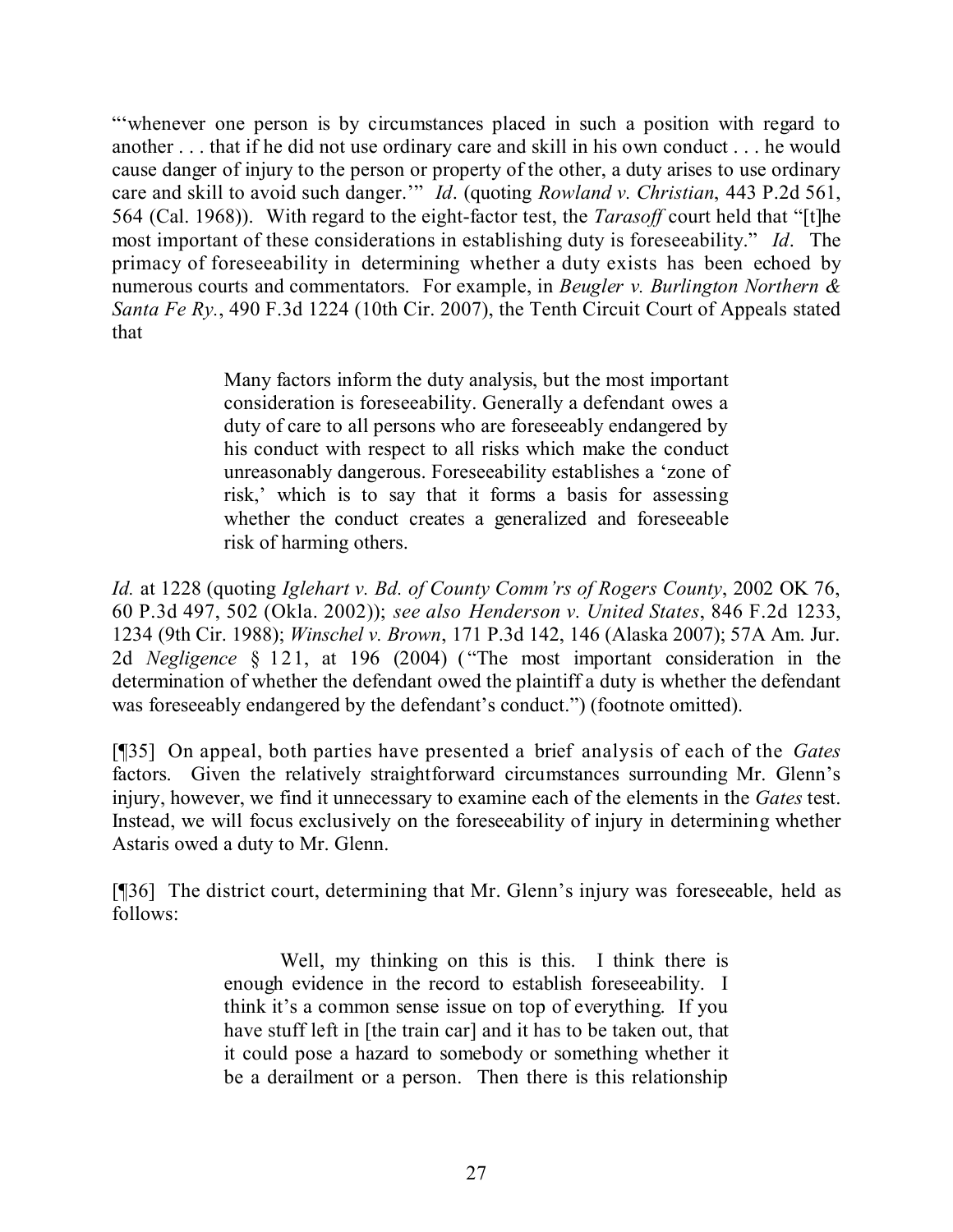"'whenever one person is by circumstances placed in such a position with regard to another . . . that if he did not use ordinary care and skill in his own conduct . . . he would cause danger of injury to the person or property of the other, a duty arises to use ordinary care and skill to avoid such danger.'" *Id*. (quoting *Rowland v. Christian*, 443 P.2d 561, 564 (Cal. 1968)). With regard to the eight-factor test, the *Tarasoff* court held that "[t]he most important of these considerations in establishing duty is foreseeability." *Id*. The primacy of foreseeability in determining whether a duty exists has been echoed by numerous courts and commentators. For example, in *Beugler v. Burlington Northern & Santa Fe Ry.*, 490 F.3d 1224 (10th Cir. 2007), the Tenth Circuit Court of Appeals stated that

> Many factors inform the duty analysis, but the most important consideration is foreseeability. Generally a defendant owes a duty of care to all persons who are foreseeably endangered by his conduct with respect to all risks which make the conduct unreasonably dangerous. Foreseeability establishes a 'zone of risk,' which is to say that it forms a basis for assessing whether the conduct creates a generalized and foreseeable risk of harming others.

*Id.* at 1228 (quoting *Iglehart v. Bd. of County Comm'rs of Rogers County*, 2002 OK 76, 60 P.3d 497, 502 (Okla. 2002)); *see also Henderson v. United States*, 846 F.2d 1233, 1234 (9th Cir. 1988); *Winschel v. Brown*, 171 P.3d 142, 146 (Alaska 2007); 57A Am. Jur. 2d *Negligence* § 121, at 196 (2004) ("The most important consideration in the determination of whether the defendant owed the plaintiff a duty is whether the defendant was foreseeably endangered by the defendant's conduct.") (footnote omitted).

[¶35] On appeal, both parties have presented a brief analysis of each of the *Gates* factors. Given the relatively straightforward circumstances surrounding Mr. Glenn's injury, however, we find it unnecessary to examine each of the elements in the *Gates* test. Instead, we will focus exclusively on the foreseeability of injury in determining whether Astaris owed a duty to Mr. Glenn.

[¶36] The district court, determining that Mr. Glenn's injury was foreseeable, held as follows:

> Well, my thinking on this is this. I think there is enough evidence in the record to establish foreseeability. I think it's a common sense issue on top of everything. If you have stuff left in [the train car] and it has to be taken out, that it could pose a hazard to somebody or something whether it be a derailment or a person. Then there is this relationship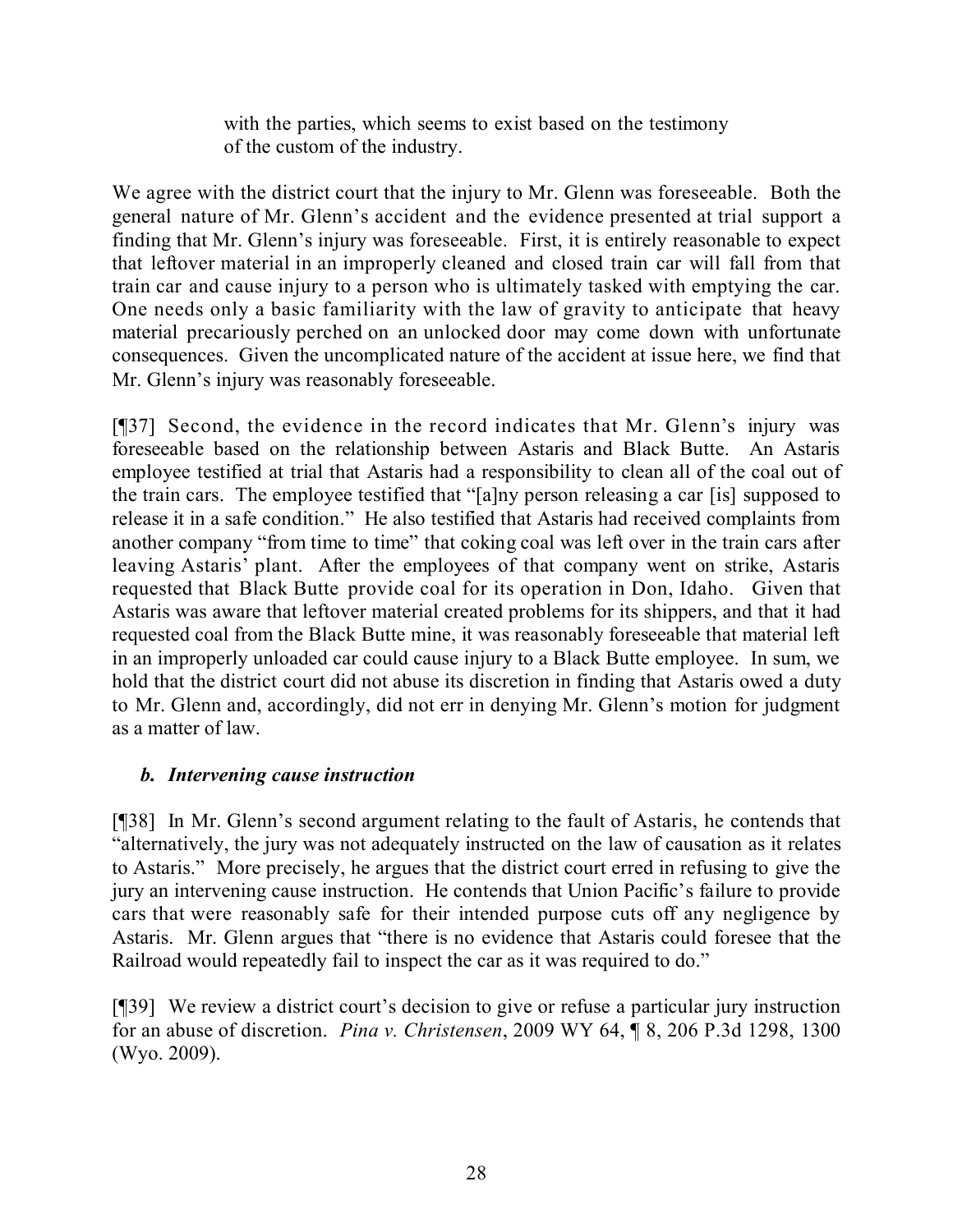> with the parties, which seems to exist based on the testimony of the custom of the industry.

We agree with the district court that the injury to Mr. Glenn was foreseeable. Both the general nature of Mr. Glenn's accident and the evidence presented at trial support a finding that Mr. Glenn's injury was foreseeable. First, it is entirely reasonable to expect that leftover material in an improperly cleaned and closed train car will fall from that train car and cause injury to a person who is ultimately tasked with emptying the car. One needs only a basic familiarity with the law of gravity to anticipate that heavy material precariously perched on an unlocked door may come down with unfortunate consequences. Given the uncomplicated nature of the accident at issue here, we find that Mr. Glenn's injury was reasonably foreseeable.

[¶37] Second, the evidence in the record indicates that Mr. Glenn's injury was foreseeable based on the relationship between Astaris and Black Butte. An Astaris employee testified at trial that Astaris had a responsibility to clean all of the coal out of the train cars. The employee testified that "[a]ny person releasing a car [is] supposed to release it in a safe condition." He also testified that Astaris had received complaints from another company "from time to time" that coking coal was left over in the train cars after leaving Astaris' plant. After the employees of that company went on strike, Astaris requested that Black Butte provide coal for its operation in Don, Idaho. Given that Astaris was aware that leftover material created problems for its shippers, and that it had requested coal from the Black Butte mine, it was reasonably foreseeable that material left in an improperly unloaded car could cause injury to a Black Butte employee. In sum, we hold that the district court did not abuse its discretion in finding that Astaris owed a duty to Mr. Glenn and, accordingly, did not err in denying Mr. Glenn's motion for judgment as a matter of law.

### *b. Intervening cause instruction*

[¶38] In Mr. Glenn's second argument relating to the fault of Astaris, he contends that "alternatively, the jury was not adequately instructed on the law of causation as it relates to Astaris." More precisely, he argues that the district court erred in refusing to give the jury an intervening cause instruction. He contends that Union Pacific's failure to provide cars that were reasonably safe for their intended purpose cuts off any negligence by Astaris. Mr. Glenn argues that "there is no evidence that Astaris could foresee that the Railroad would repeatedly fail to inspect the car as it was required to do."

[¶39] We review a district court's decision to give or refuse a particular jury instruction for an abuse of discretion. *Pina v. Christensen*, 2009 WY 64, ¶ 8, 206 P.3d 1298, 1300 (Wyo. 2009).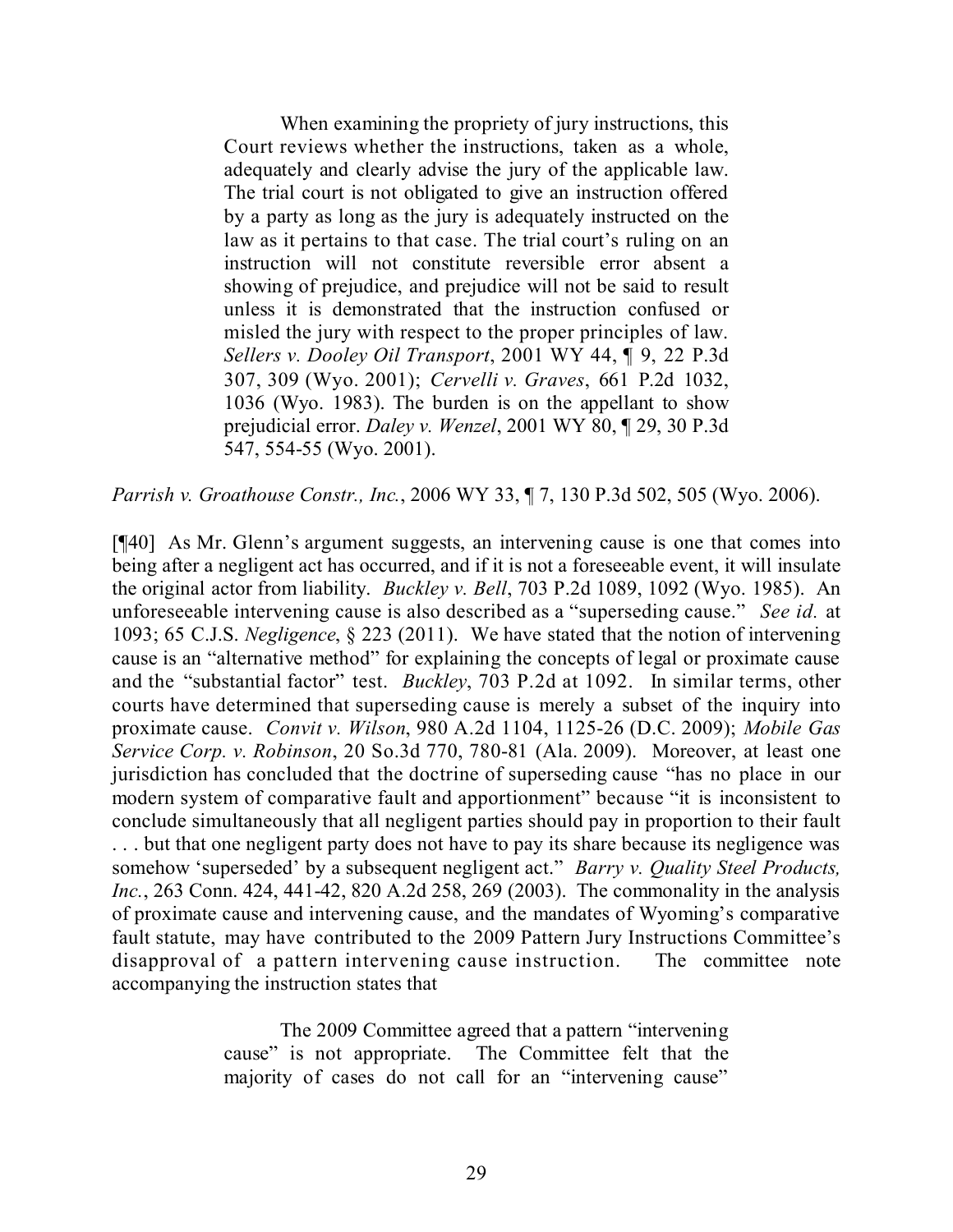> When examining the propriety of jury instructions, this Court reviews whether the instructions, taken as a whole, adequately and clearly advise the jury of the applicable law. The trial court is not obligated to give an instruction offered by a party as long as the jury is adequately instructed on the law as it pertains to that case. The trial court's ruling on an instruction will not constitute reversible error absent a showing of prejudice, and prejudice will not be said to result unless it is demonstrated that the instruction confused or misled the jury with respect to the proper principles of law. *Sellers v. Dooley Oil Transport*, 2001 WY 44, ¶ 9, 22 P.3d 307, 309 (Wyo. 2001); *Cervelli v. Graves*, 661 P.2d 1032, 1036 (Wyo. 1983). The burden is on the appellant to show prejudicial error. *Daley v. Wenzel*, 2001 WY 80, ¶ 29, 30 P.3d 547, 554-55 (Wyo. 2001).

*Parrish v. Groathouse Constr., Inc.*, 2006 WY 33, ¶ 7, 130 P.3d 502, 505 (Wyo. 2006).

[¶40] As Mr. Glenn's argument suggests, an intervening cause is one that comes into being after a negligent act has occurred, and if it is not a foreseeable event, it will insulate the original actor from liability. *Buckley v. Bell*, 703 P.2d 1089, 1092 (Wyo. 1985). An unforeseeable intervening cause is also described as a "superseding cause." *See id.* at 1093; 65 C.J.S. *Negligence*, § 223 (2011). We have stated that the notion of intervening cause is an "alternative method" for explaining the concepts of legal or proximate cause and the "substantial factor" test. *Buckley*, 703 P.2d at 1092. In similar terms, other courts have determined that superseding cause is merely a subset of the inquiry into proximate cause. *Convit v. Wilson*, 980 A.2d 1104, 1125-26 (D.C. 2009); *Mobile Gas Service Corp. v. Robinson*, 20 So.3d 770, 780-81 (Ala. 2009). Moreover, at least one jurisdiction has concluded that the doctrine of superseding cause "has no place in our modern system of comparative fault and apportionment" because "it is inconsistent to conclude simultaneously that all negligent parties should pay in proportion to their fault . . . but that one negligent party does not have to pay its share because its negligence was somehow 'superseded' by a subsequent negligent act." *Barry v. Quality Steel Products, Inc.*, 263 Conn. 424, 441-42, 820 A.2d 258, 269 (2003). The commonality in the analysis of proximate cause and intervening cause, and the mandates of Wyoming's comparative fault statute, may have contributed to the 2009 Pattern Jury Instructions Committee's disapproval of a pattern intervening cause instruction. The committee note accompanying the instruction states that

> The 2009 Committee agreed that a pattern "intervening cause" is not appropriate. The Committee felt that the majority of cases do not call for an "intervening cause"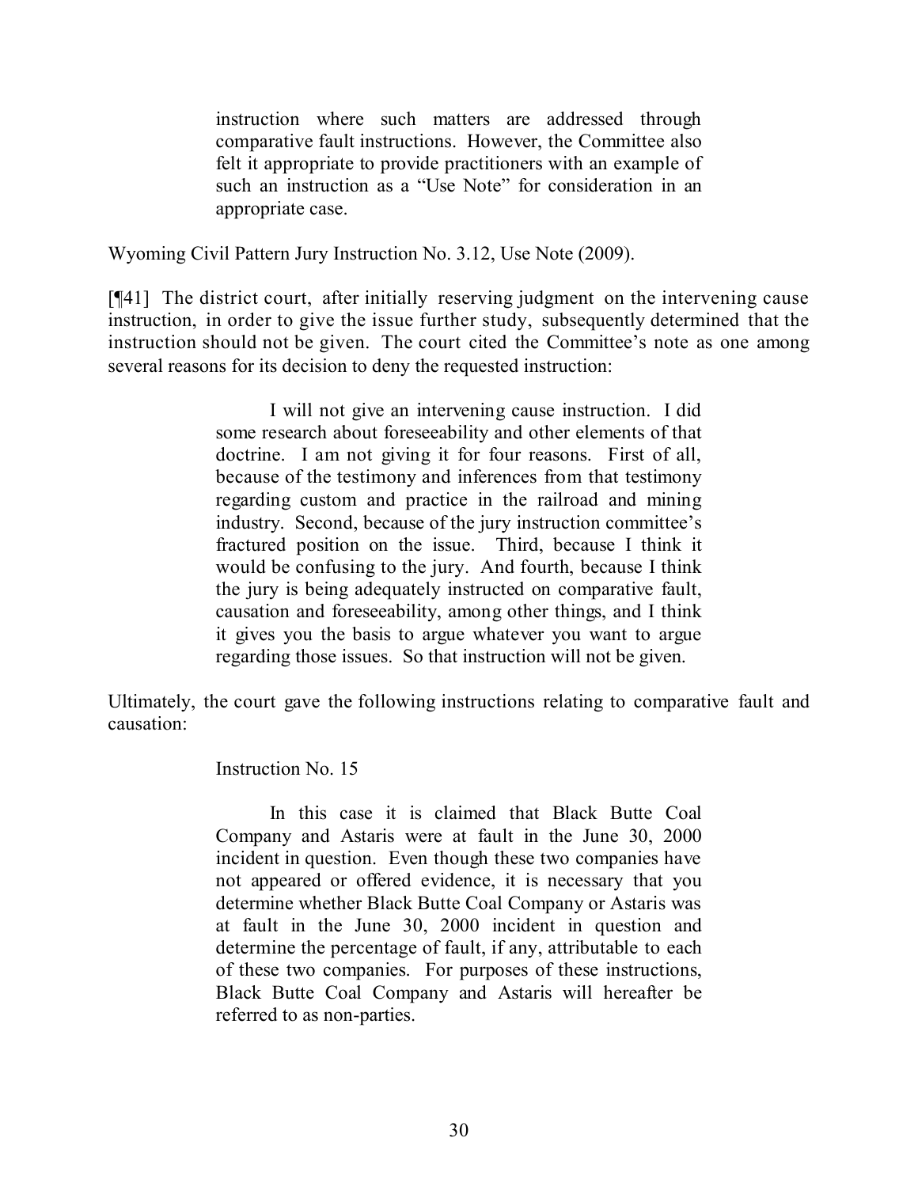> instruction where such matters are addressed through comparative fault instructions. However, the Committee also felt it appropriate to provide practitioners with an example of such an instruction as a "Use Note" for consideration in an appropriate case.

Wyoming Civil Pattern Jury Instruction No. 3.12, Use Note (2009).

[¶41] The district court, after initially reserving judgment on the intervening cause instruction, in order to give the issue further study, subsequently determined that the instruction should not be given. The court cited the Committee's note as one among several reasons for its decision to deny the requested instruction:

> I will not give an intervening cause instruction. I did some research about foreseeability and other elements of that doctrine. I am not giving it for four reasons. First of all, because of the testimony and inferences from that testimony regarding custom and practice in the railroad and mining industry. Second, because of the jury instruction committee's fractured position on the issue. Third, because I think it would be confusing to the jury. And fourth, because I think the jury is being adequately instructed on comparative fault, causation and foreseeability, among other things, and I think it gives you the basis to argue whatever you want to argue regarding those issues. So that instruction will not be given.

Ultimately, the court gave the following instructions relating to comparative fault and causation:

> Instruction No. 15
>
> In this case it is claimed that Black Butte Coal Company and Astaris were at fault in the June 30, 2000 incident in question. Even though these two companies have not appeared or offered evidence, it is necessary that you determine whether Black Butte Coal Company or Astaris was at fault in the June 30, 2000 incident in question and determine the percentage of fault, if any, attributable to each of these two companies. For purposes of these instructions, Black Butte Coal Company and Astaris will hereafter be referred to as non-parties.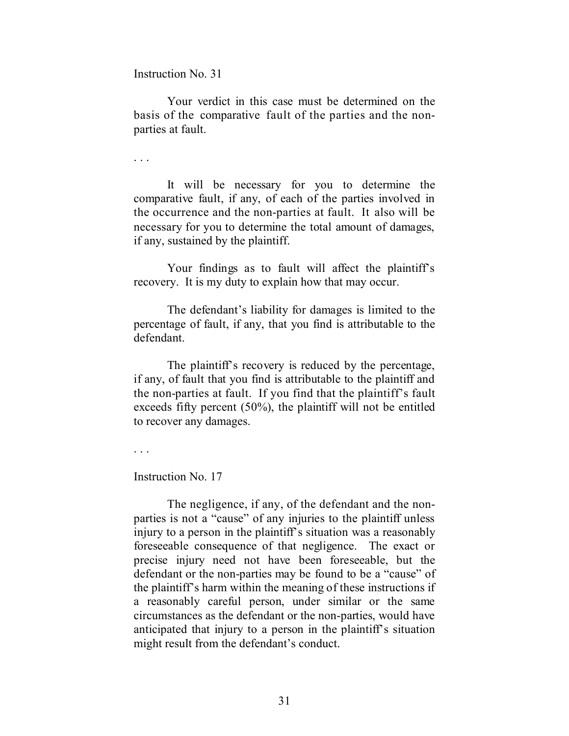Instruction No. 31

Your verdict in this case must be determined on the basis of the comparative fault of the parties and the non-parties at fault.

. . .

It will be necessary for you to determine the comparative fault, if any, of each of the parties involved in the occurrence and the non-parties at fault. It also will be necessary for you to determine the total amount of damages, if any, sustained by the plaintiff.

Your findings as to fault will affect the plaintiff's recovery. It is my duty to explain how that may occur.

The defendant's liability for damages is limited to the percentage of fault, if any, that you find is attributable to the defendant.

The plaintiff's recovery is reduced by the percentage, if any, of fault that you find is attributable to the plaintiff and the non-parties at fault. If you find that the plaintiff's fault exceeds fifty percent (50%), the plaintiff will not be entitled to recover any damages.

. . .

Instruction No. 17

The negligence, if any, of the defendant and the non-parties is not a "cause" of any injuries to the plaintiff unless injury to a person in the plaintiff's situation was a reasonably foreseeable consequence of that negligence. The exact or precise injury need not have been foreseeable, but the defendant or the non-parties may be found to be a "cause" of the plaintiff's harm within the meaning of these instructions if a reasonably careful person, under similar or the same circumstances as the defendant or the non-parties, would have anticipated that injury to a person in the plaintiff's situation might result from the defendant's conduct.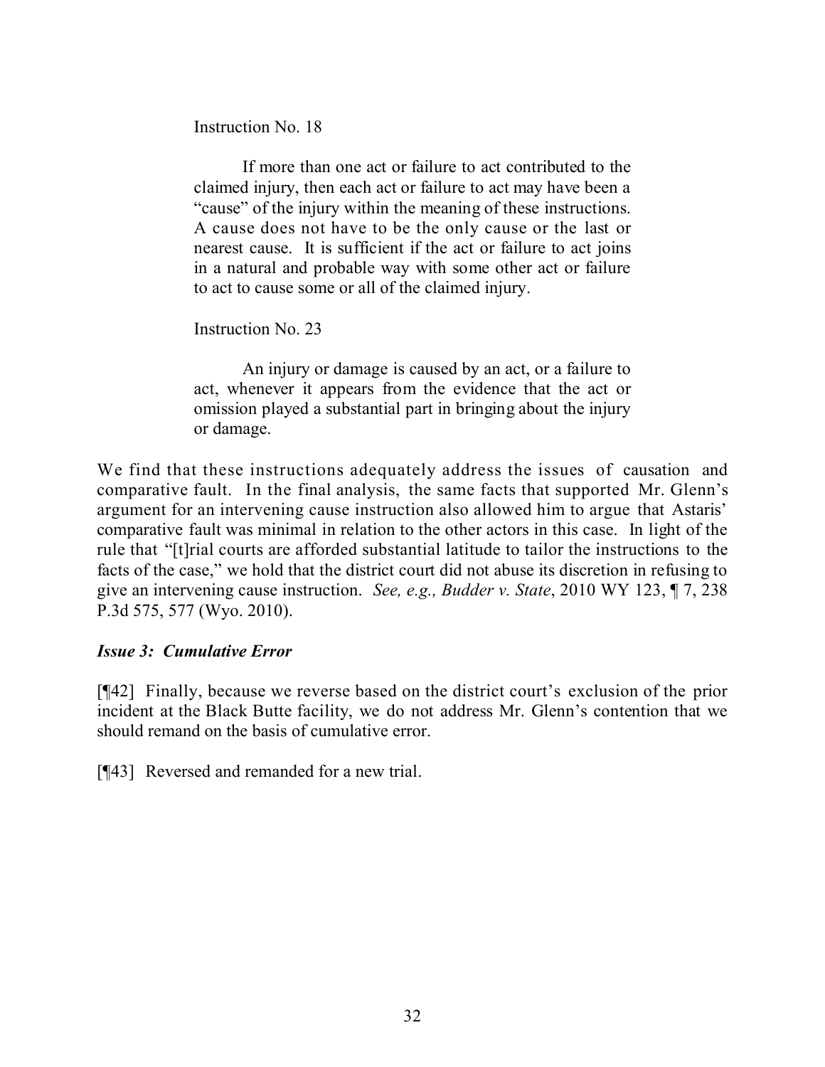Instruction No. 18

> If more than one act or failure to act contributed to the claimed injury, then each act or failure to act may have been a "cause" of the injury within the meaning of these instructions. A cause does not have to be the only cause or the last or nearest cause. It is sufficient if the act or failure to act joins in a natural and probable way with some other act or failure to act to cause some or all of the claimed injury.

Instruction No. 23

> An injury or damage is caused by an act, or a failure to act, whenever it appears from the evidence that the act or omission played a substantial part in bringing about the injury or damage.

We find that these instructions adequately address the issues of causation and comparative fault. In the final analysis, the same facts that supported Mr. Glenn's argument for an intervening cause instruction also allowed him to argue that Astaris' comparative fault was minimal in relation to the other actors in this case. In light of the rule that "[t]rial courts are afforded substantial latitude to tailor the instructions to the facts of the case," we hold that the district court did not abuse its discretion in refusing to give an intervening cause instruction. *See, e.g., Budder v. State*, 2010 WY 123, ¶ 7, 238 P.3d 575, 577 (Wyo. 2010).

### *Issue 3: Cumulative Error*

[¶42] Finally, because we reverse based on the district court's exclusion of the prior incident at the Black Butte facility, we do not address Mr. Glenn's contention that we should remand on the basis of cumulative error.

[¶43] Reversed and remanded for a new trial.